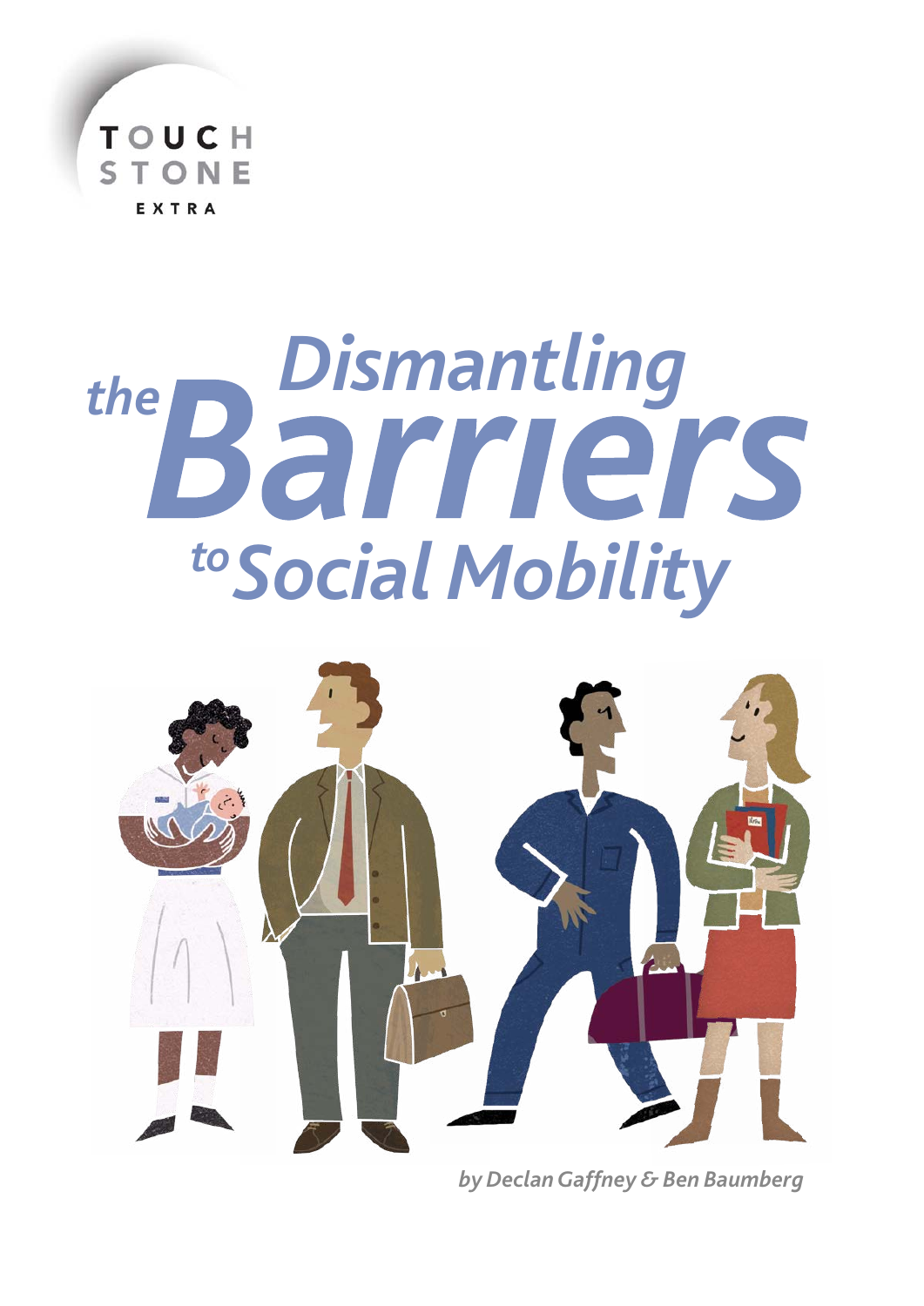TOUCH STONE EXTRA

# the Dismantling Barriers to Social Mobility

*by Declan Gaffney & Ben Baumberg*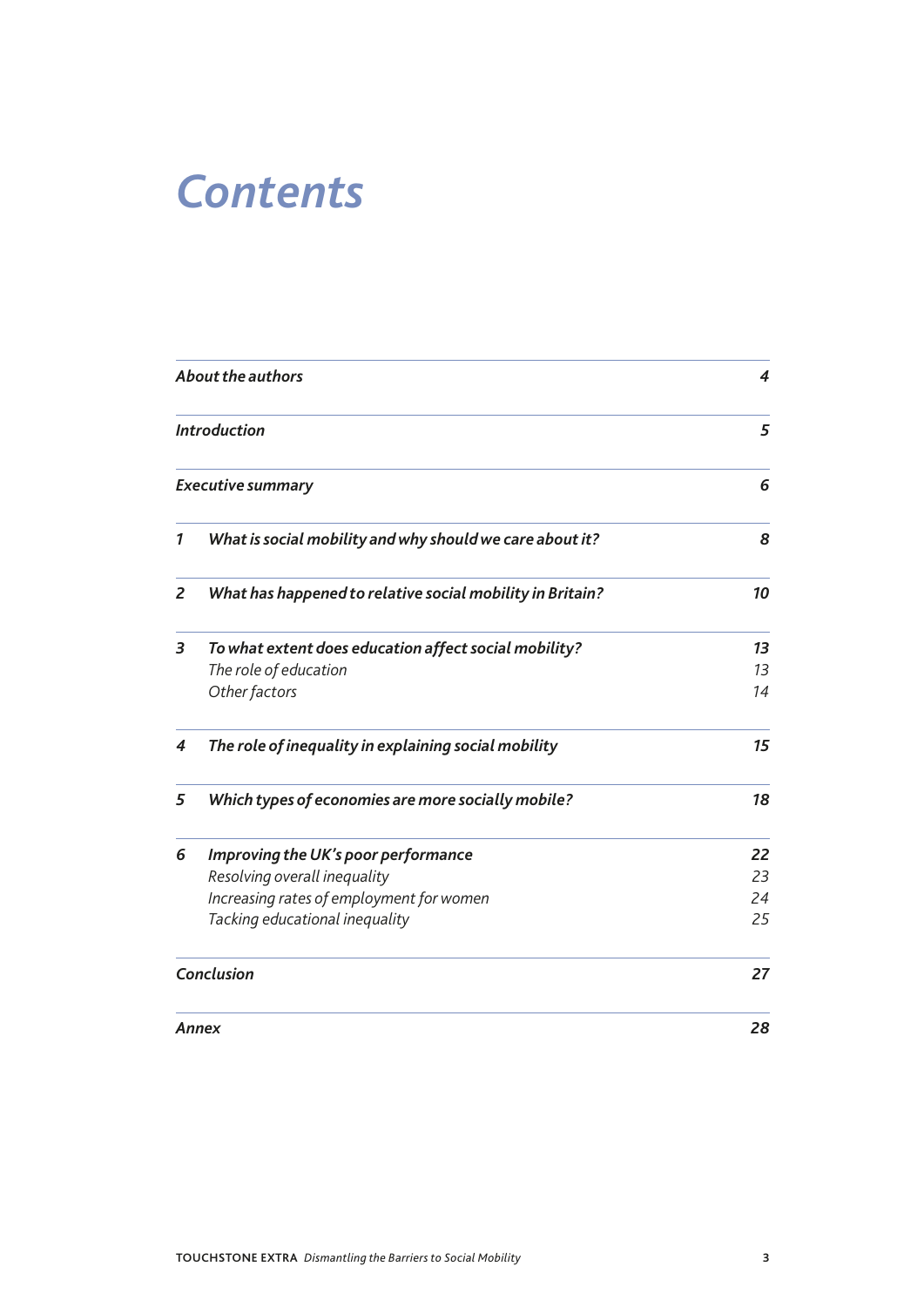# *Contents*

| | | |
|---|---|---|
| ***About the authors*** | | ***4*** |
| ***Introduction*** | | ***5*** |
| ***Executive summary*** | | ***6*** |
| ***1*** | ***What is social mobility and why should we care about it?*** | ***8*** |
| ***2*** | ***What has happened to relative social mobility in Britain?*** | ***10*** |
| ***3*** | ***To what extent does education affect social mobility?*** | ***13*** |
| | *The role of education* | *13* |
| | *Other factors* | *14* |
| ***4*** | ***The role of inequality in explaining social mobility*** | ***15*** |
| ***5*** | ***Which types of economies are more socially mobile?*** | ***18*** |
| ***6*** | ***Improving the UK's poor performance*** | ***22*** |
| | *Resolving overall inequality* | *23* |
| | *Increasing rates of employment for women* | *24* |
| | *Tacking educational inequality* | *25* |
| ***Conclusion*** | | ***27*** |
| ***Annex*** | | ***28*** |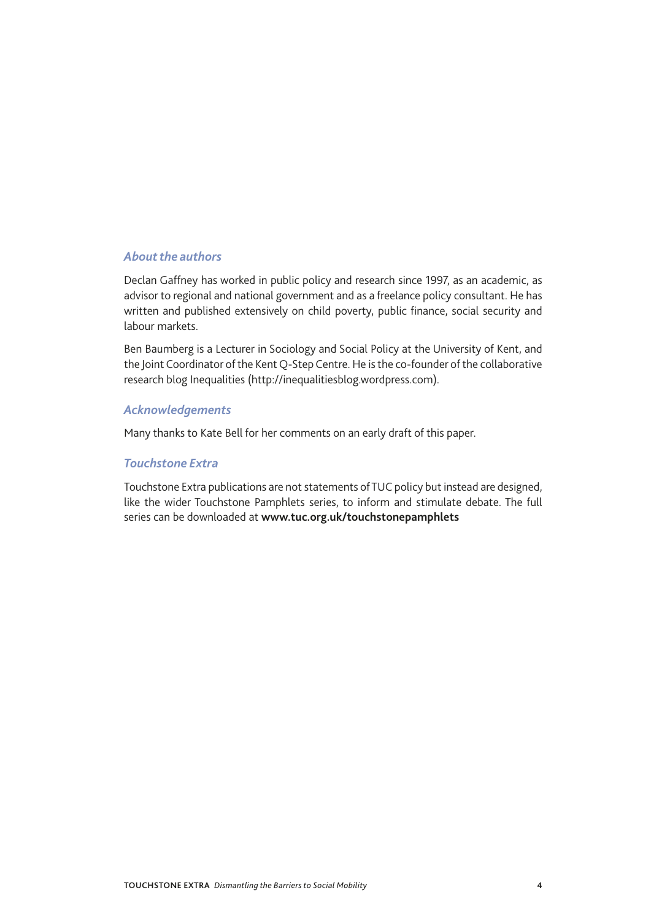## *About the authors*

Declan Gaffney has worked in public policy and research since 1997, as an academic, as advisor to regional and national government and as a freelance policy consultant. He has written and published extensively on child poverty, public finance, social security and labour markets.

Ben Baumberg is a Lecturer in Sociology and Social Policy at the University of Kent, and the Joint Coordinator of the Kent Q-Step Centre. He is the co-founder of the collaborative research blog Inequalities (http://inequalitiesblog.wordpress.com).

## *Acknowledgements*

Many thanks to Kate Bell for her comments on an early draft of this paper.

## *Touchstone Extra*

Touchstone Extra publications are not statements of TUC policy but instead are designed, like the wider Touchstone Pamphlets series, to inform and stimulate debate. The full series can be downloaded at **www.tuc.org.uk/touchstonepamphlets**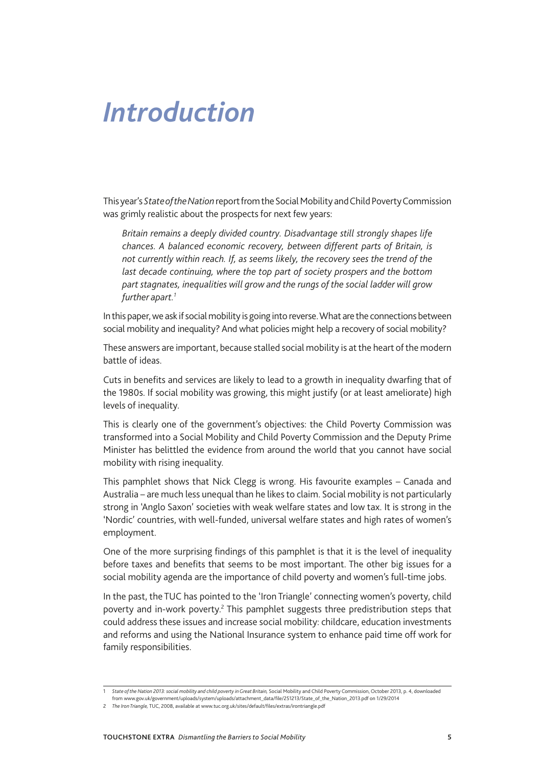# *Introduction*

This year's *State of the Nation* report from the Social Mobility and Child Poverty Commission was grimly realistic about the prospects for next few years:

> *Britain remains a deeply divided country. Disadvantage still strongly shapes life chances. A balanced economic recovery, between different parts of Britain, is not currently within reach. If, as seems likely, the recovery sees the trend of the last decade continuing, where the top part of society prospers and the bottom part stagnates, inequalities will grow and the rungs of the social ladder will grow further apart.*[1]

In this paper, we ask if social mobility is going into reverse. What are the connections between social mobility and inequality? And what policies might help a recovery of social mobility?

These answers are important, because stalled social mobility is at the heart of the modern battle of ideas.

Cuts in benefits and services are likely to lead to a growth in inequality dwarfing that of the 1980s. If social mobility was growing, this might justify (or at least ameliorate) high levels of inequality.

This is clearly one of the government's objectives: the Child Poverty Commission was transformed into a Social Mobility and Child Poverty Commission and the Deputy Prime Minister has belittled the evidence from around the world that you cannot have social mobility with rising inequality.

This pamphlet shows that Nick Clegg is wrong. His favourite examples – Canada and Australia – are much less unequal than he likes to claim. Social mobility is not particularly strong in 'Anglo Saxon' societies with weak welfare states and low tax. It is strong in the 'Nordic' countries, with well-funded, universal welfare states and high rates of women's employment.

One of the more surprising findings of this pamphlet is that it is the level of inequality before taxes and benefits that seems to be most important. The other big issues for a social mobility agenda are the importance of child poverty and women's full-time jobs.

In the past, the TUC has pointed to the 'Iron Triangle' connecting women's poverty, child poverty and in-work poverty.[2] This pamphlet suggests three predistribution steps that could address these issues and increase social mobility: childcare, education investments and reforms and using the National Insurance system to enhance paid time off work for family responsibilities.

---

1 *State of the Nation 2013: social mobility and child poverty in Great Britain,* Social Mobility and Child Poverty Commission, October 2013, p. 4, downloaded from www.gov.uk/government/uploads/system/uploads/attachment_data/file/251213/State_of_the_Nation_2013.pdf on 1/29/2014

2 *The Iron Triangle,* TUC, 2008, available at www.tuc.org.uk/sites/default/files/extras/irontriangle.pdf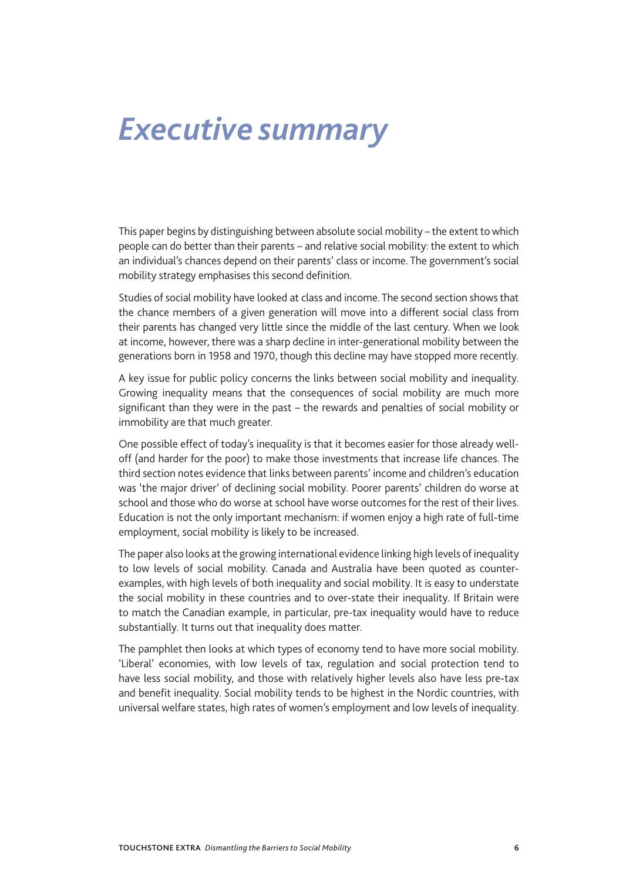# *Executive summary*

This paper begins by distinguishing between absolute social mobility – the extent to which people can do better than their parents – and relative social mobility: the extent to which an individual's chances depend on their parents' class or income. The government's social mobility strategy emphasises this second definition.

Studies of social mobility have looked at class and income. The second section shows that the chance members of a given generation will move into a different social class from their parents has changed very little since the middle of the last century. When we look at income, however, there was a sharp decline in inter-generational mobility between the generations born in 1958 and 1970, though this decline may have stopped more recently.

A key issue for public policy concerns the links between social mobility and inequality. Growing inequality means that the consequences of social mobility are much more significant than they were in the past – the rewards and penalties of social mobility or immobility are that much greater.

One possible effect of today's inequality is that it becomes easier for those already well-off (and harder for the poor) to make those investments that increase life chances. The third section notes evidence that links between parents' income and children's education was 'the major driver' of declining social mobility. Poorer parents' children do worse at school and those who do worse at school have worse outcomes for the rest of their lives. Education is not the only important mechanism: if women enjoy a high rate of full-time employment, social mobility is likely to be increased.

The paper also looks at the growing international evidence linking high levels of inequality to low levels of social mobility. Canada and Australia have been quoted as counter-examples, with high levels of both inequality and social mobility. It is easy to understate the social mobility in these countries and to over-state their inequality. If Britain were to match the Canadian example, in particular, pre-tax inequality would have to reduce substantially. It turns out that inequality does matter.

The pamphlet then looks at which types of economy tend to have more social mobility. 'Liberal' economies, with low levels of tax, regulation and social protection tend to have less social mobility, and those with relatively higher levels also have less pre-tax and benefit inequality. Social mobility tends to be highest in the Nordic countries, with universal welfare states, high rates of women's employment and low levels of inequality.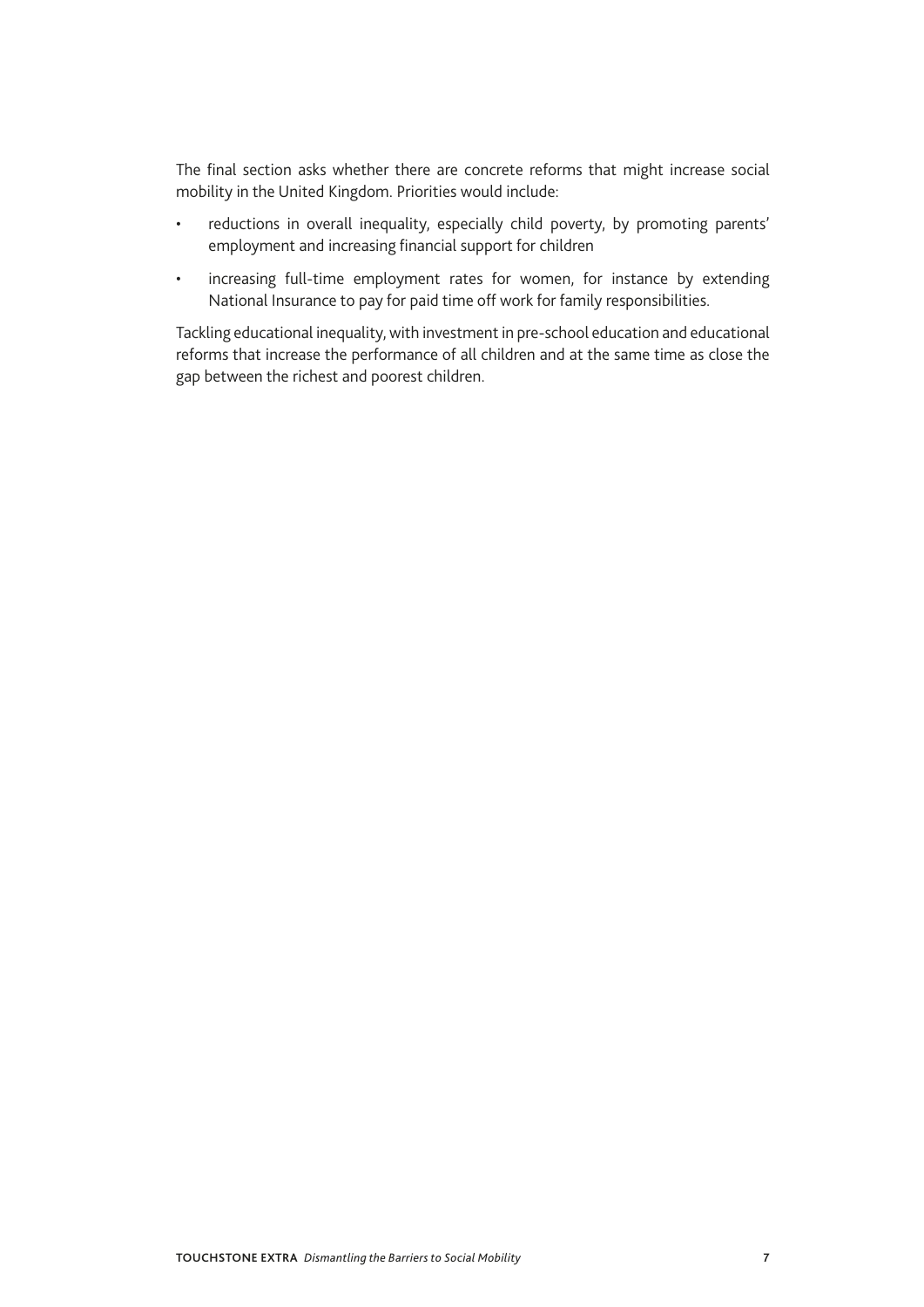The final section asks whether there are concrete reforms that might increase social mobility in the United Kingdom. Priorities would include:

- reductions in overall inequality, especially child poverty, by promoting parents' employment and increasing financial support for children
- increasing full-time employment rates for women, for instance by extending National Insurance to pay for paid time off work for family responsibilities.

Tackling educational inequality, with investment in pre-school education and educational reforms that increase the performance of all children and at the same time as close the gap between the richest and poorest children.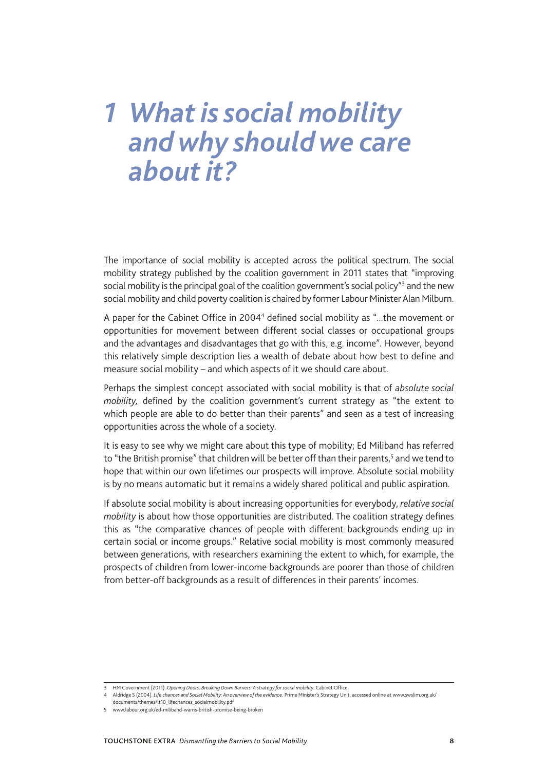# 1 What is social mobility and why should we care about it?

The importance of social mobility is accepted across the political spectrum. The social mobility strategy published by the coalition government in 2011 states that "improving social mobility is the principal goal of the coalition government's social policy"[3] and the new social mobility and child poverty coalition is chaired by former Labour Minister Alan Milburn.

A paper for the Cabinet Office in 2004[4] defined social mobility as "…the movement or opportunities for movement between different social classes or occupational groups and the advantages and disadvantages that go with this, e.g. income". However, beyond this relatively simple description lies a wealth of debate about how best to define and measure social mobility – and which aspects of it we should care about.

Perhaps the simplest concept associated with social mobility is that of *absolute social mobility,* defined by the coalition government's current strategy as "the extent to which people are able to do better than their parents" and seen as a test of increasing opportunities across the whole of a society.

It is easy to see why we might care about this type of mobility; Ed Miliband has referred to "the British promise" that children will be better off than their parents,[5] and we tend to hope that within our own lifetimes our prospects will improve. Absolute social mobility is by no means automatic but it remains a widely shared political and public aspiration.

If absolute social mobility is about increasing opportunities for everybody, *relative social mobility* is about how those opportunities are distributed. The coalition strategy defines this as "the comparative chances of people with different backgrounds ending up in certain social or income groups." Relative social mobility is most commonly measured between generations, with researchers examining the extent to which, for example, the prospects of children from lower-income backgrounds are poorer than those of children from better-off backgrounds as a result of differences in their parents' incomes.

---

3 HM Government (2011). *Opening Doors, Breaking Down Barriers: A strategy for social mobility.* Cabinet Office.

4 Aldridge S (2004). *Life chances and Social Mobility: An overview of the evidence.* Prime Minister's Strategy Unit, accessed online at www.swslim.org.uk/documents/themes/lt10_lifechances_socialmobility.pdf

5 www.labour.org.uk/ed-miliband-warns-british-promise-being-broken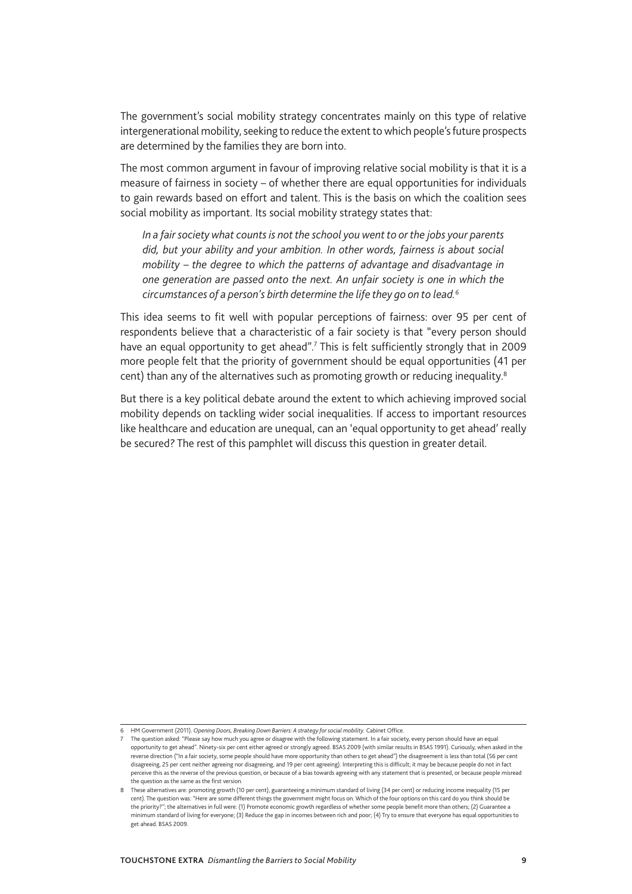The government's social mobility strategy concentrates mainly on this type of relative intergenerational mobility, seeking to reduce the extent to which people's future prospects are determined by the families they are born into.

The most common argument in favour of improving relative social mobility is that it is a measure of fairness in society – of whether there are equal opportunities for individuals to gain rewards based on effort and talent. This is the basis on which the coalition sees social mobility as important. Its social mobility strategy states that:

> *In a fair society what counts is not the school you went to or the jobs your parents did, but your ability and your ambition. In other words, fairness is about social mobility – the degree to which the patterns of advantage and disadvantage in one generation are passed onto the next. An unfair society is one in which the circumstances of a person's birth determine the life they go on to lead.*[6]

This idea seems to fit well with popular perceptions of fairness: over 95 per cent of respondents believe that a characteristic of a fair society is that "every person should have an equal opportunity to get ahead".[7] This is felt sufficiently strongly that in 2009 more people felt that the priority of government should be equal opportunities (41 per cent) than any of the alternatives such as promoting growth or reducing inequality.[8]

But there is a key political debate around the extent to which achieving improved social mobility depends on tackling wider social inequalities. If access to important resources like healthcare and education are unequal, can an 'equal opportunity to get ahead' really be secured? The rest of this pamphlet will discuss this question in greater detail.

---

6 HM Government (2011). *Opening Doors, Breaking Down Barriers: A strategy for social mobility.* Cabinet Office.

7 The question asked: "Please say how much you agree or disagree with the following statement. In a fair society, every person should have an equal opportunity to get ahead". Ninety-six per cent either agreed or strongly agreed. BSAS 2009 (with similar results in BSAS 1991). Curiously, when asked in the reverse direction ("In a fair society, some people should have more opportunity than others to get ahead") the disagreement is less than total (56 per cent disagreeing, 25 per cent neither agreeing nor disagreeing, and 19 per cent agreeing). Interpreting this is difficult; it may be because people do not in fact perceive this as the reverse of the previous question, or because of a bias towards agreeing with any statement that is presented, or because people misread the question as the same as the first version.

8 These alternatives are: promoting growth (10 per cent), guaranteeing a minimum standard of living (34 per cent) or reducing income inequality (15 per cent). The question was: "Here are some different things the government might focus on. Which of the four options on this card do you think should be the priority?"; the alternatives in full were: (1) Promote economic growth regardless of whether some people benefit more than others; (2) Guarantee a minimum standard of living for everyone; (3) Reduce the gap in incomes between rich and poor; (4) Try to ensure that everyone has equal opportunities to get ahead. BSAS 2009.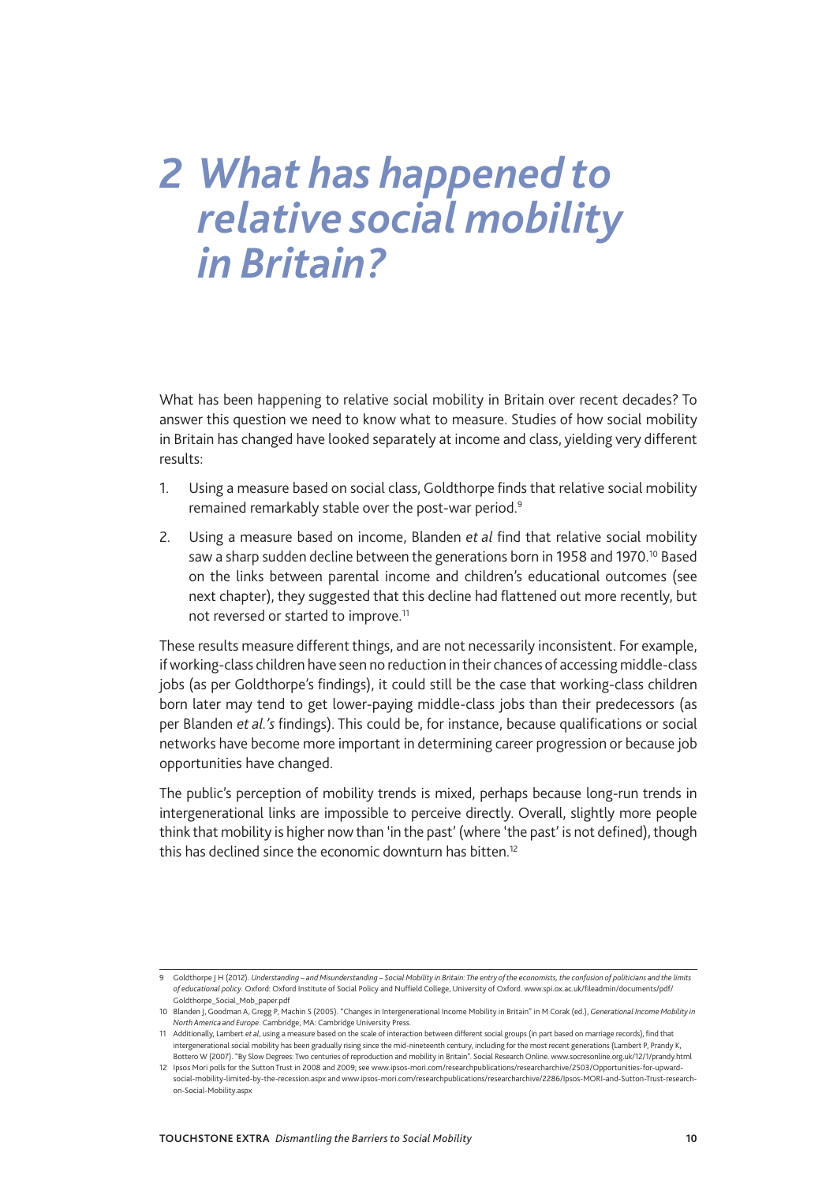# 2 What has happened to relative social mobility in Britain?

What has been happening to relative social mobility in Britain over recent decades? To answer this question we need to know what to measure. Studies of how social mobility in Britain has changed have looked separately at income and class, yielding very different results:

1. Using a measure based on social class, Goldthorpe finds that relative social mobility remained remarkably stable over the post-war period.[9]

2. Using a measure based on income, Blanden *et al* find that relative social mobility saw a sharp sudden decline between the generations born in 1958 and 1970.[10] Based on the links between parental income and children's educational outcomes (see next chapter), they suggested that this decline had flattened out more recently, but not reversed or started to improve.[11]

These results measure different things, and are not necessarily inconsistent. For example, if working-class children have seen no reduction in their chances of accessing middle-class jobs (as per Goldthorpe's findings), it could still be the case that working-class children born later may tend to get lower-paying middle-class jobs than their predecessors (as per Blanden *et al.'s* findings). This could be, for instance, because qualifications or social networks have become more important in determining career progression or because job opportunities have changed.

The public's perception of mobility trends is mixed, perhaps because long-run trends in intergenerational links are impossible to perceive directly. Overall, slightly more people think that mobility is higher now than 'in the past' (where 'the past' is not defined), though this has declined since the economic downturn has bitten.[12]

---

9 Goldthorpe J H (2012). *Understanding – and Misunderstanding – Social Mobility in Britain: The entry of the economists, the confusion of politicians and the limits of educational policy.* Oxford: Oxford Institute of Social Policy and Nuffield College, University of Oxford. www.spi.ox.ac.uk/fileadmin/documents/pdf/Goldthorpe_Social_Mob_paper.pdf

10 Blanden J, Goodman A, Gregg P, Machin S (2005). "Changes in Intergenerational Income Mobility in Britain" in M Corak (ed.), *Generational Income Mobility in North America and Europe.* Cambridge, MA: Cambridge University Press.

11 Additionally, Lambert *et al*, using a measure based on the scale of interaction between different social groups (in part based on marriage records), find that intergenerational social mobility has been gradually rising since the mid-nineteenth century, including for the most recent generations (Lambert P, Prandy K, Bottero W (2007). "By Slow Degrees: Two centuries of reproduction and mobility in Britain". Social Research Online. www.socresonline.org.uk/12/1/prandy.html

12 Ipsos Mori polls for the Sutton Trust in 2008 and 2009; see www.ipsos-mori.com/researchpublications/researcharchive/2503/Opportunities-for-upward-social-mobility-limited-by-the-recession.aspx and www.ipsos-mori.com/researchpublications/researcharchive/2286/Ipsos-MORI-and-Sutton-Trust-research-on-Social-Mobility.aspx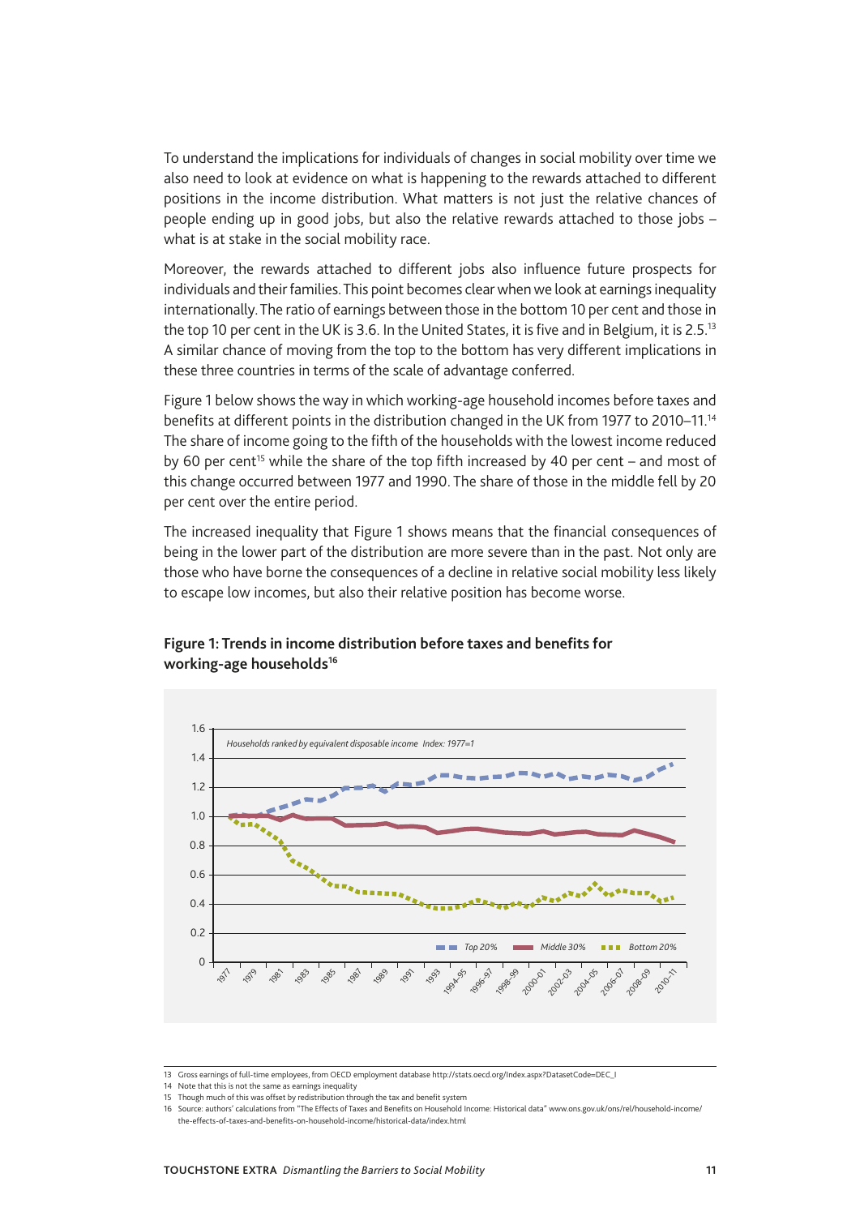To understand the implications for individuals of changes in social mobility over time we also need to look at evidence on what is happening to the rewards attached to different positions in the income distribution. What matters is not just the relative chances of people ending up in good jobs, but also the relative rewards attached to those jobs – what is at stake in the social mobility race.

Moreover, the rewards attached to different jobs also influence future prospects for individuals and their families. This point becomes clear when we look at earnings inequality internationally. The ratio of earnings between those in the bottom 10 per cent and those in the top 10 per cent in the UK is 3.6. In the United States, it is five and in Belgium, it is 2.5.[13] A similar chance of moving from the top to the bottom has very different implications in these three countries in terms of the scale of advantage conferred.

Figure 1 below shows the way in which working-age household incomes before taxes and benefits at different points in the distribution changed in the UK from 1977 to 2010–11.[14] The share of income going to the fifth of the households with the lowest income reduced by 60 per cent[15] while the share of the top fifth increased by 40 per cent – and most of this change occurred between 1977 and 1990. The share of those in the middle fell by 20 per cent over the entire period.

The increased inequality that Figure 1 shows means that the financial consequences of being in the lower part of the distribution are more severe than in the past. Not only are those who have borne the consequences of a decline in relative social mobility less likely to escape low incomes, but also their relative position has become worse.

**Figure 1: Trends in income distribution before taxes and benefits for working-age households[16]**

*Households ranked by equivalent disposable income Index: 1977=1*

1.6
1.4
1.2
1.0
0.8
0.6
0.4
0.2
0

1977, 1979, 1981, 1983, 1985, 1987, 1989, 1991, 1993, 1994–95, 1996–97, 1998–99, 2000–01, 2002–03, 2004–05, 2006–07, 2008–09, 2010–11

Top 20% · Middle 30% · Bottom 20%

---

13 Gross earnings of full-time employees, from OECD employment database http://stats.oecd.org/Index.aspx?DatasetCode=DEC_I

14 Note that this is not the same as earnings inequality

15 Though much of this was offset by redistribution through the tax and benefit system

16 Source: authors' calculations from "The Effects of Taxes and Benefits on Household Income: Historical data" www.ons.gov.uk/ons/rel/household-income/the-effects-of-taxes-and-benefits-on-household-income/historical-data/index.html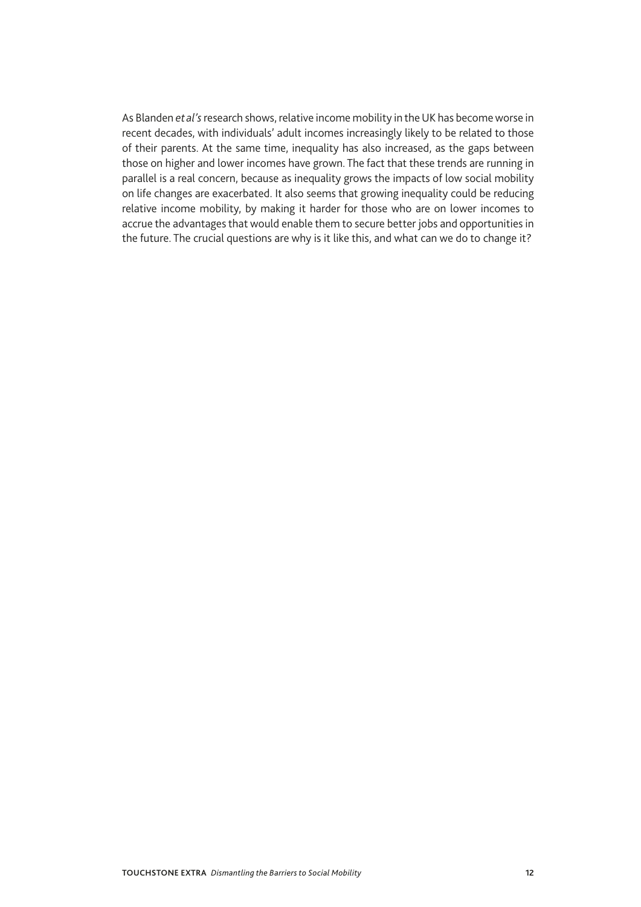As Blanden *et al's* research shows, relative income mobility in the UK has become worse in recent decades, with individuals' adult incomes increasingly likely to be related to those of their parents. At the same time, inequality has also increased, as the gaps between those on higher and lower incomes have grown. The fact that these trends are running in parallel is a real concern, because as inequality grows the impacts of low social mobility on life changes are exacerbated. It also seems that growing inequality could be reducing relative income mobility, by making it harder for those who are on lower incomes to accrue the advantages that would enable them to secure better jobs and opportunities in the future. The crucial questions are why is it like this, and what can we do to change it?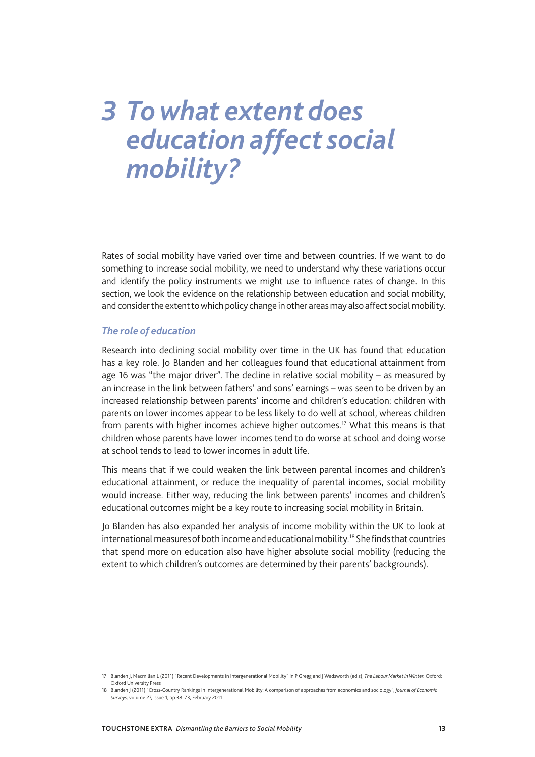# 3 To what extent does education affect social mobility?

Rates of social mobility have varied over time and between countries. If we want to do something to increase social mobility, we need to understand why these variations occur and identify the policy instruments we might use to influence rates of change. In this section, we look the evidence on the relationship between education and social mobility, and consider the extent to which policy change in other areas may also affect social mobility.

### *The role of education*

Research into declining social mobility over time in the UK has found that education has a key role. Jo Blanden and her colleagues found that educational attainment from age 16 was "the major driver". The decline in relative social mobility – as measured by an increase in the link between fathers' and sons' earnings – was seen to be driven by an increased relationship between parents' income and children's education: children with parents on lower incomes appear to be less likely to do well at school, whereas children from parents with higher incomes achieve higher outcomes.[17] What this means is that children whose parents have lower incomes tend to do worse at school and doing worse at school tends to lead to lower incomes in adult life.

This means that if we could weaken the link between parental incomes and children's educational attainment, or reduce the inequality of parental incomes, social mobility would increase. Either way, reducing the link between parents' incomes and children's educational outcomes might be a key route to increasing social mobility in Britain.

Jo Blanden has also expanded her analysis of income mobility within the UK to look at international measures of both income and educational mobility.[18] She finds that countries that spend more on education also have higher absolute social mobility (reducing the extent to which children's outcomes are determined by their parents' backgrounds).

---

17 Blanden J, Macmillan L (2011) "Recent Developments in Intergenerational Mobility" in P Gregg and J Wadsworth (ed.s), *The Labour Market in Winter.* Oxford: Oxford University Press

18 Blanden J (2011) "Cross-Country Rankings in Intergenerational Mobility: A comparison of approaches from economics and sociology", *Journal of Economic Surveys,* volume 27, issue 1, pp.38–73, February 2011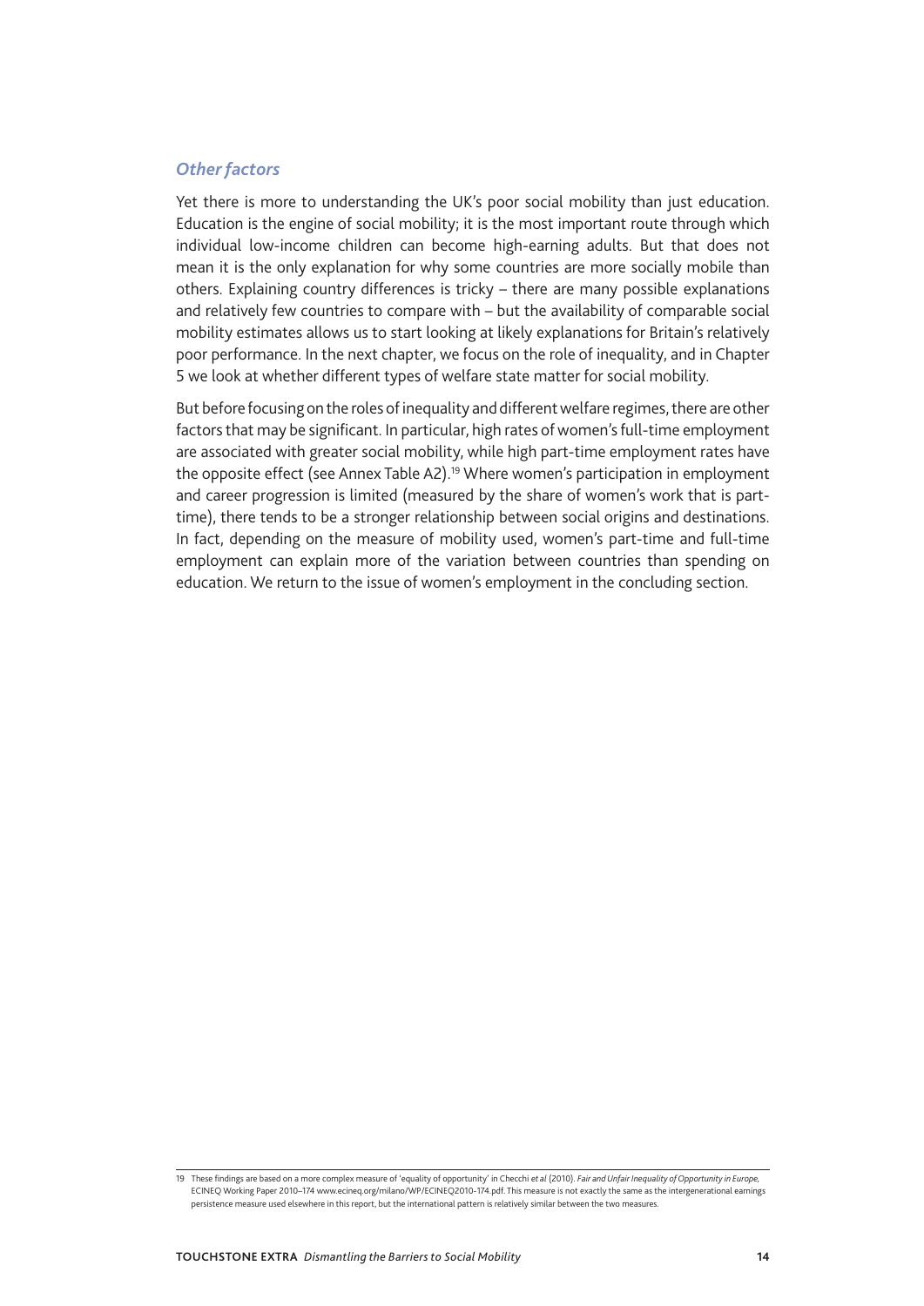### *Other factors*

Yet there is more to understanding the UK's poor social mobility than just education. Education is the engine of social mobility; it is the most important route through which individual low-income children can become high-earning adults. But that does not mean it is the only explanation for why some countries are more socially mobile than others. Explaining country differences is tricky – there are many possible explanations and relatively few countries to compare with – but the availability of comparable social mobility estimates allows us to start looking at likely explanations for Britain's relatively poor performance. In the next chapter, we focus on the role of inequality, and in Chapter 5 we look at whether different types of welfare state matter for social mobility.

But before focusing on the roles of inequality and different welfare regimes, there are other factors that may be significant. In particular, high rates of women's full-time employment are associated with greater social mobility, while high part-time employment rates have the opposite effect (see Annex Table A2).[19] Where women's participation in employment and career progression is limited (measured by the share of women's work that is part-time), there tends to be a stronger relationship between social origins and destinations. In fact, depending on the measure of mobility used, women's part-time and full-time employment can explain more of the variation between countries than spending on education. We return to the issue of women's employment in the concluding section.

19 These findings are based on a more complex measure of 'equality of opportunity' in Checchi *et al* (2010). *Fair and Unfair Inequality of Opportunity in Europe*, ECINEQ Working Paper 2010–174 www.ecineq.org/milano/WP/ECINEQ2010-174.pdf. This measure is not exactly the same as the intergenerational earnings persistence measure used elsewhere in this report, but the international pattern is relatively similar between the two measures.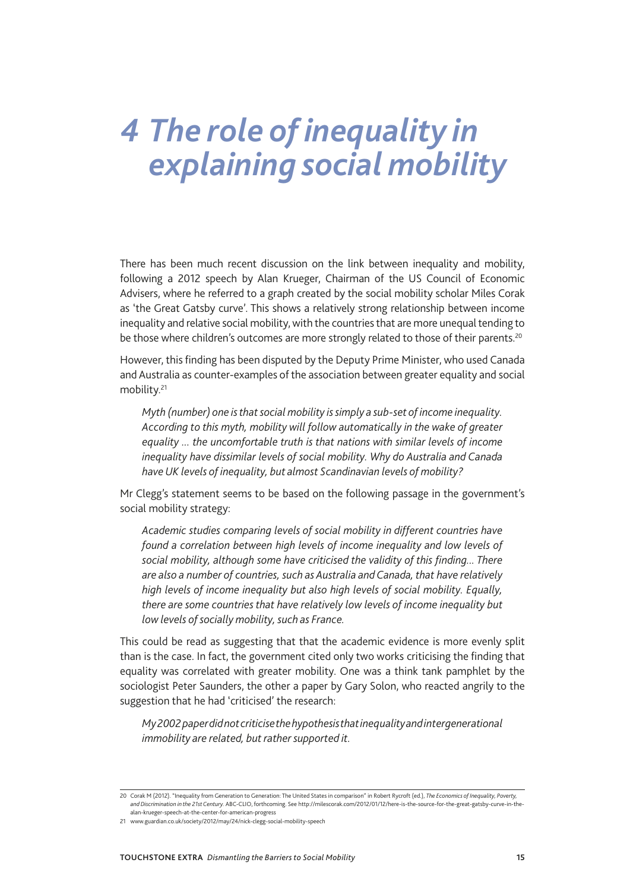# 4 The role of inequality in explaining social mobility

There has been much recent discussion on the link between inequality and mobility, following a 2012 speech by Alan Krueger, Chairman of the US Council of Economic Advisers, where he referred to a graph created by the social mobility scholar Miles Corak as 'the Great Gatsby curve'. This shows a relatively strong relationship between income inequality and relative social mobility, with the countries that are more unequal tending to be those where children's outcomes are more strongly related to those of their parents.[20]

However, this finding has been disputed by the Deputy Prime Minister, who used Canada and Australia as counter-examples of the association between greater equality and social mobility.[21]

> *Myth (number) one is that social mobility is simply a sub-set of income inequality. According to this myth, mobility will follow automatically in the wake of greater equality ... the uncomfortable truth is that nations with similar levels of income inequality have dissimilar levels of social mobility. Why do Australia and Canada have UK levels of inequality, but almost Scandinavian levels of mobility?*

Mr Clegg's statement seems to be based on the following passage in the government's social mobility strategy:

> *Academic studies comparing levels of social mobility in different countries have found a correlation between high levels of income inequality and low levels of social mobility, although some have criticised the validity of this finding... There are also a number of countries, such as Australia and Canada, that have relatively high levels of income inequality but also high levels of social mobility. Equally, there are some countries that have relatively low levels of income inequality but low levels of socially mobility, such as France.*

This could be read as suggesting that that the academic evidence is more evenly split than is the case. In fact, the government cited only two works criticising the finding that equality was correlated with greater mobility. One was a think tank pamphlet by the sociologist Peter Saunders, the other a paper by Gary Solon, who reacted angrily to the suggestion that he had 'criticised' the research:

> *My 2002 paper did not criticise the hypothesis that inequality and intergenerational immobility are related, but rather supported it.*

---

20 Corak M (2012). "Inequality from Generation to Generation: The United States in comparison" in Robert Rycroft (ed.), *The Economics of Inequality, Poverty, and Discrimination in the 21st Century.* ABC-CLIO, forthcoming. See http://milescorak.com/2012/01/12/here-is-the-source-for-the-great-gatsby-curve-in-the-alan-krueger-speech-at-the-center-for-american-progress

21 www.guardian.co.uk/society/2012/may/24/nick-clegg-social-mobility-speech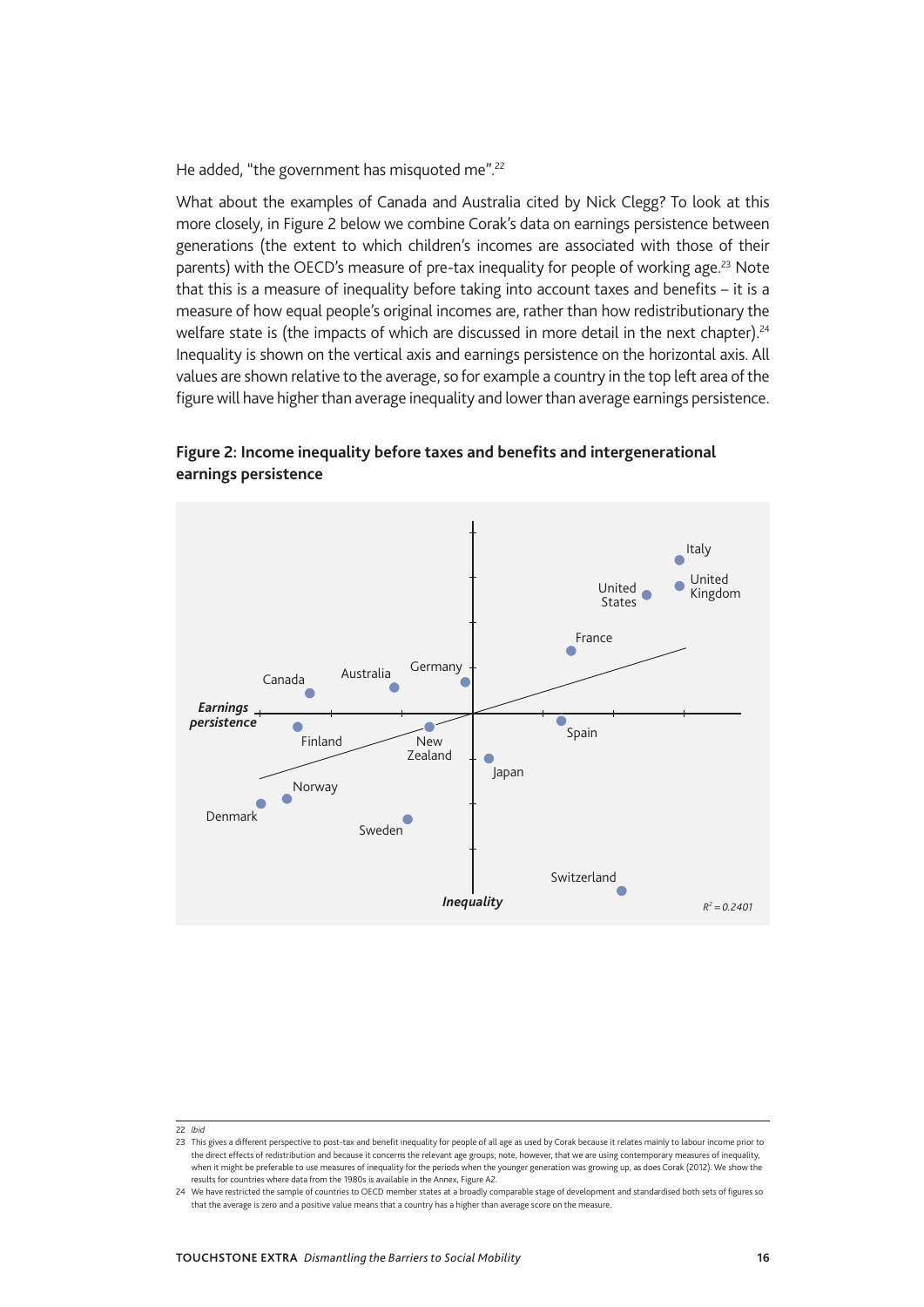He added, "the government has misquoted me".[22]

What about the examples of Canada and Australia cited by Nick Clegg? To look at this more closely, in Figure 2 below we combine Corak's data on earnings persistence between generations (the extent to which children's incomes are associated with those of their parents) with the OECD's measure of pre-tax inequality for people of working age.[23] Note that this is a measure of inequality before taking into account taxes and benefits – it is a measure of how equal people's original incomes are, rather than how redistributionary the welfare state is (the impacts of which are discussed in more detail in the next chapter).[24] Inequality is shown on the vertical axis and earnings persistence on the horizontal axis. All values are shown relative to the average, so for example a country in the top left area of the figure will have higher than average inequality and lower than average earnings persistence.

**Figure 2: Income inequality before taxes and benefits and intergenerational earnings persistence**

Italy
United Kingdom
United States
France
Canada
Australia
Germany
*Earnings persistence*
Finland
New Zealand
Spain
Japan
Norway
Denmark
Sweden
Switzerland
*Inequality*
$R^2 = 0.2401$

---

22 *Ibid*

23 This gives a different perspective to post-tax and benefit inequality for people of all age as used by Corak because it relates mainly to labour income prior to the direct effects of redistribution and because it concerns the relevant age groups; note, however, that we are using contemporary measures of inequality, when it might be preferable to use measures of inequality for the periods when the younger generation was growing up, as does Corak (2012). We show the results for countries where data from the 1980s is available in the Annex, Figure A2.

24 We have restricted the sample of countries to OECD member states at a broadly comparable stage of development and standardised both sets of figures so that the average is zero and a positive value means that a country has a higher than average score on the measure.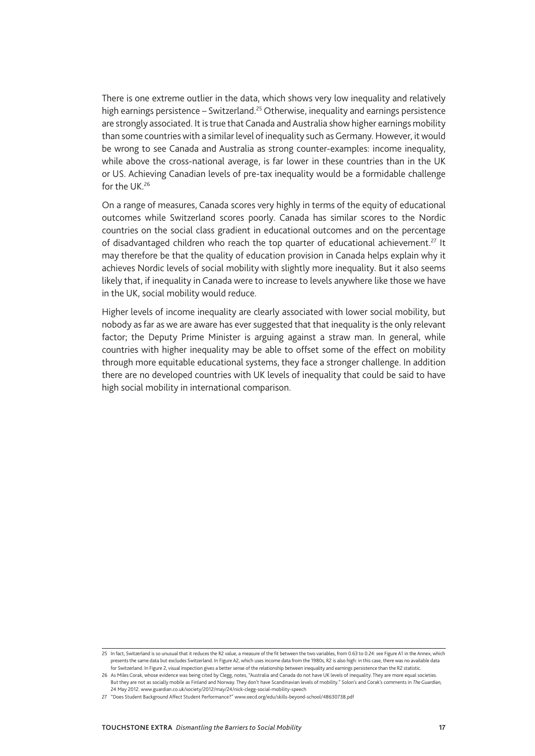There is one extreme outlier in the data, which shows very low inequality and relatively high earnings persistence – Switzerland.[25] Otherwise, inequality and earnings persistence are strongly associated. It is true that Canada and Australia show higher earnings mobility than some countries with a similar level of inequality such as Germany. However, it would be wrong to see Canada and Australia as strong counter-examples: income inequality, while above the cross-national average, is far lower in these countries than in the UK or US. Achieving Canadian levels of pre-tax inequality would be a formidable challenge for the UK.[26]

On a range of measures, Canada scores very highly in terms of the equity of educational outcomes while Switzerland scores poorly. Canada has similar scores to the Nordic countries on the social class gradient in educational outcomes and on the percentage of disadvantaged children who reach the top quarter of educational achievement.[27] It may therefore be that the quality of education provision in Canada helps explain why it achieves Nordic levels of social mobility with slightly more inequality. But it also seems likely that, if inequality in Canada were to increase to levels anywhere like those we have in the UK, social mobility would reduce.

Higher levels of income inequality are clearly associated with lower social mobility, but nobody as far as we are aware has ever suggested that that inequality is the only relevant factor; the Deputy Prime Minister is arguing against a straw man. In general, while countries with higher inequality may be able to offset some of the effect on mobility through more equitable educational systems, they face a stronger challenge. In addition there are no developed countries with UK levels of inequality that could be said to have high social mobility in international comparison.

---

25 In fact, Switzerland is so unusual that it reduces the R2 value, a measure of the fit between the two variables, from 0.63 to 0.24: see Figure A1 in the Annex, which presents the same data but excludes Switzerland. In Figure A2, which uses income data from the 1980s, R2 is also high: in this case, there was no available data for Switzerland. In Figure 2, visual inspection gives a better sense of the relationship between inequality and earnings persistence than the R2 statistic.

26 As Miles Corak, whose evidence was being cited by Clegg, notes, "Australia and Canada do not have UK levels of inequality. They are more equal societies. But they are not as socially mobile as Finland and Norway. They don't have Scandinavian levels of mobility." Solon's and Corak's comments in *The Guardian*, 24 May 2012. www.guardian.co.uk/society/2012/may/24/nick-clegg-social-mobility-speech

27 "Does Student Background Affect Student Performance?" www.oecd.org/edu/skills-beyond-school/48630738.pdf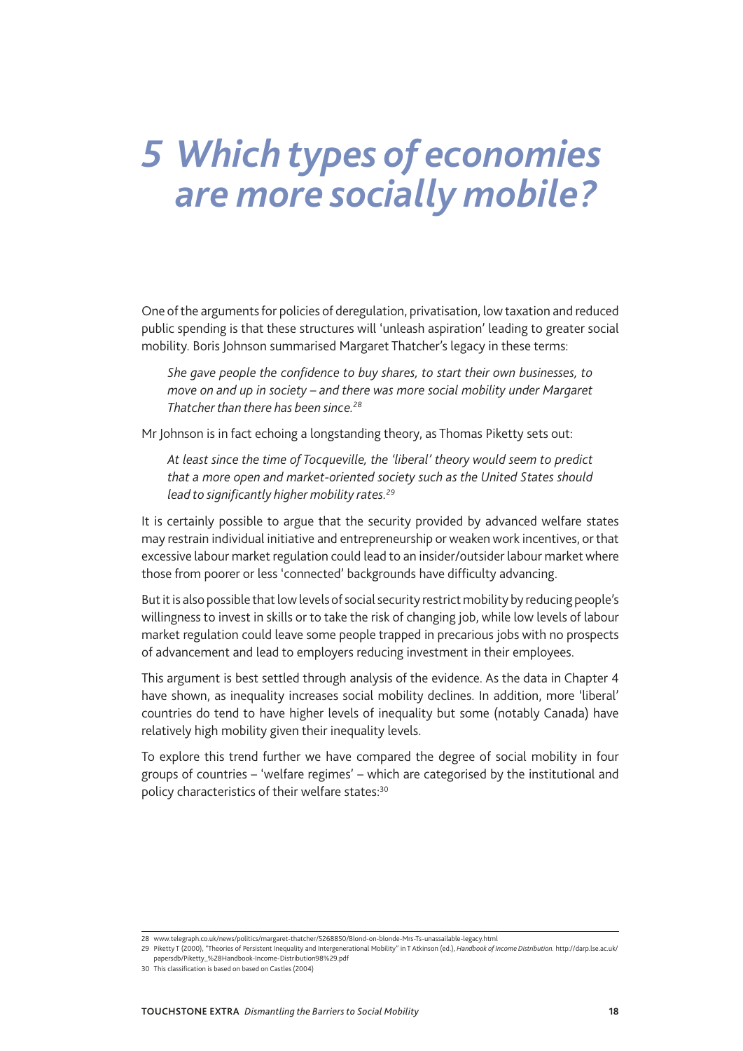# 5 Which types of economies are more socially mobile?

One of the arguments for policies of deregulation, privatisation, low taxation and reduced public spending is that these structures will 'unleash aspiration' leading to greater social mobility. Boris Johnson summarised Margaret Thatcher's legacy in these terms:

> *She gave people the confidence to buy shares, to start their own businesses, to move on and up in society – and there was more social mobility under Margaret Thatcher than there has been since.*[28]

Mr Johnson is in fact echoing a longstanding theory, as Thomas Piketty sets out:

> *At least since the time of Tocqueville, the 'liberal' theory would seem to predict that a more open and market-oriented society such as the United States should lead to significantly higher mobility rates.*[29]

It is certainly possible to argue that the security provided by advanced welfare states may restrain individual initiative and entrepreneurship or weaken work incentives, or that excessive labour market regulation could lead to an insider/outsider labour market where those from poorer or less 'connected' backgrounds have difficulty advancing.

But it is also possible that low levels of social security restrict mobility by reducing people's willingness to invest in skills or to take the risk of changing job, while low levels of labour market regulation could leave some people trapped in precarious jobs with no prospects of advancement and lead to employers reducing investment in their employees.

This argument is best settled through analysis of the evidence. As the data in Chapter 4 have shown, as inequality increases social mobility declines. In addition, more 'liberal' countries do tend to have higher levels of inequality but some (notably Canada) have relatively high mobility given their inequality levels.

To explore this trend further we have compared the degree of social mobility in four groups of countries – 'welfare regimes' – which are categorised by the institutional and policy characteristics of their welfare states:[30]

---

28 www.telegraph.co.uk/news/politics/margaret-thatcher/5268850/Blond-on-blonde-Mrs-Ts-unassailable-legacy.html

29 Piketty T (2000), "Theories of Persistent Inequality and Intergenerational Mobility" in T Atkinson (ed.), *Handbook of Income Distribution*. http://darp.lse.ac.uk/papersdb/Piketty_%28Handbook-Income-Distribution98%29.pdf

30 This classification is based on based on Castles (2004)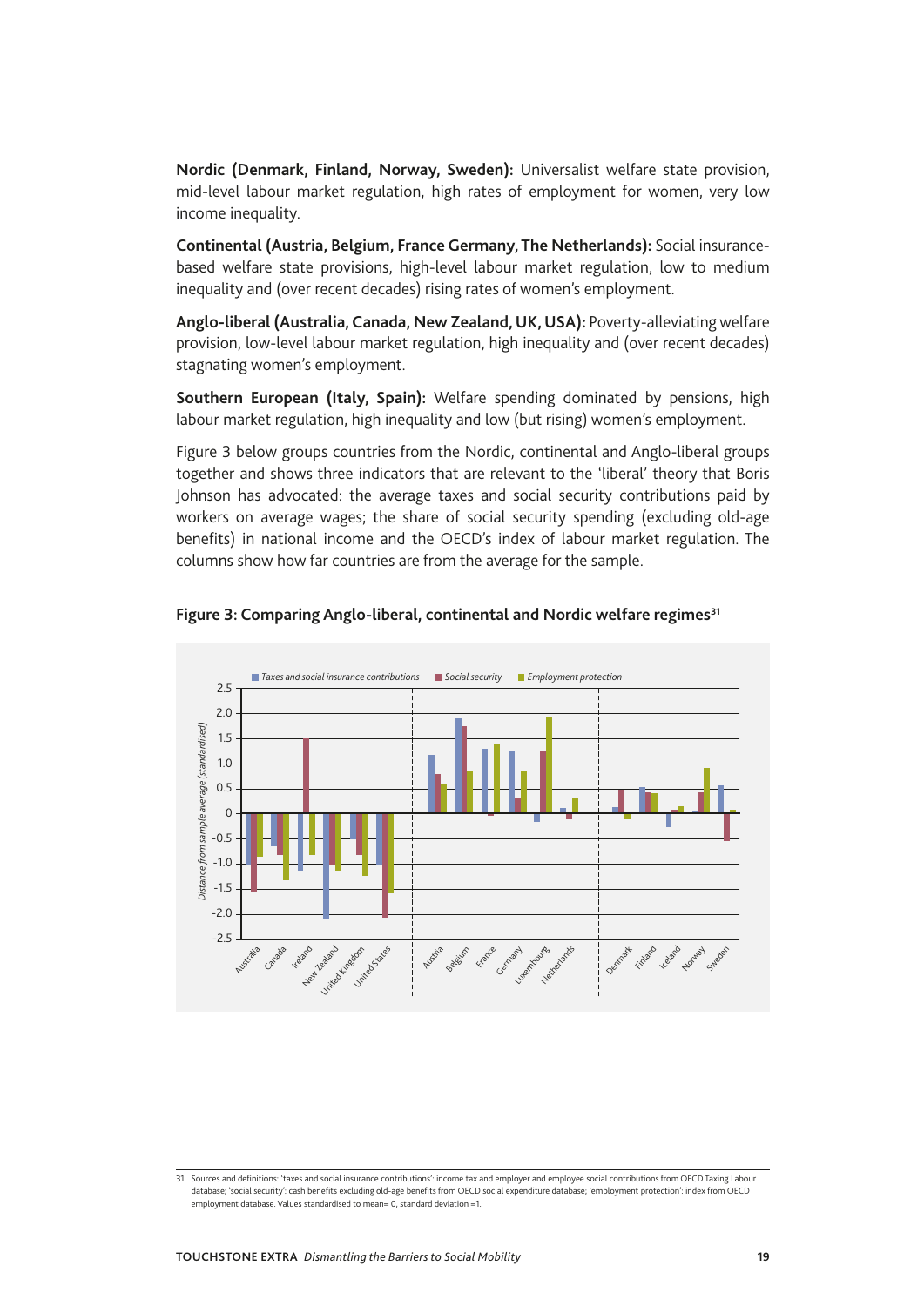**Nordic (Denmark, Finland, Norway, Sweden):** Universalist welfare state provision, mid-level labour market regulation, high rates of employment for women, very low income inequality.

**Continental (Austria, Belgium, France Germany, The Netherlands):** Social insurance-based welfare state provisions, high-level labour market regulation, low to medium inequality and (over recent decades) rising rates of women's employment.

**Anglo-liberal (Australia, Canada, New Zealand, UK, USA):** Poverty-alleviating welfare provision, low-level labour market regulation, high inequality and (over recent decades) stagnating women's employment.

**Southern European (Italy, Spain):** Welfare spending dominated by pensions, high labour market regulation, high inequality and low (but rising) women's employment.

Figure 3 below groups countries from the Nordic, continental and Anglo-liberal groups together and shows three indicators that are relevant to the 'liberal' theory that Boris Johnson has advocated: the average taxes and social security contributions paid by workers on average wages; the share of social security spending (excluding old-age benefits) in national income and the OECD's index of labour market regulation. The columns show how far countries are from the average for the sample.

**Figure 3: Comparing Anglo-liberal, continental and Nordic welfare regimes**[31]

---

31 Sources and definitions: 'taxes and social insurance contributions': income tax and employer and employee social contributions from OECD Taxing Labour database; 'social security': cash benefits excluding old-age benefits from OECD social expenditure database; 'employment protection': index from OECD employment database. Values standardised to mean= 0, standard deviation =1.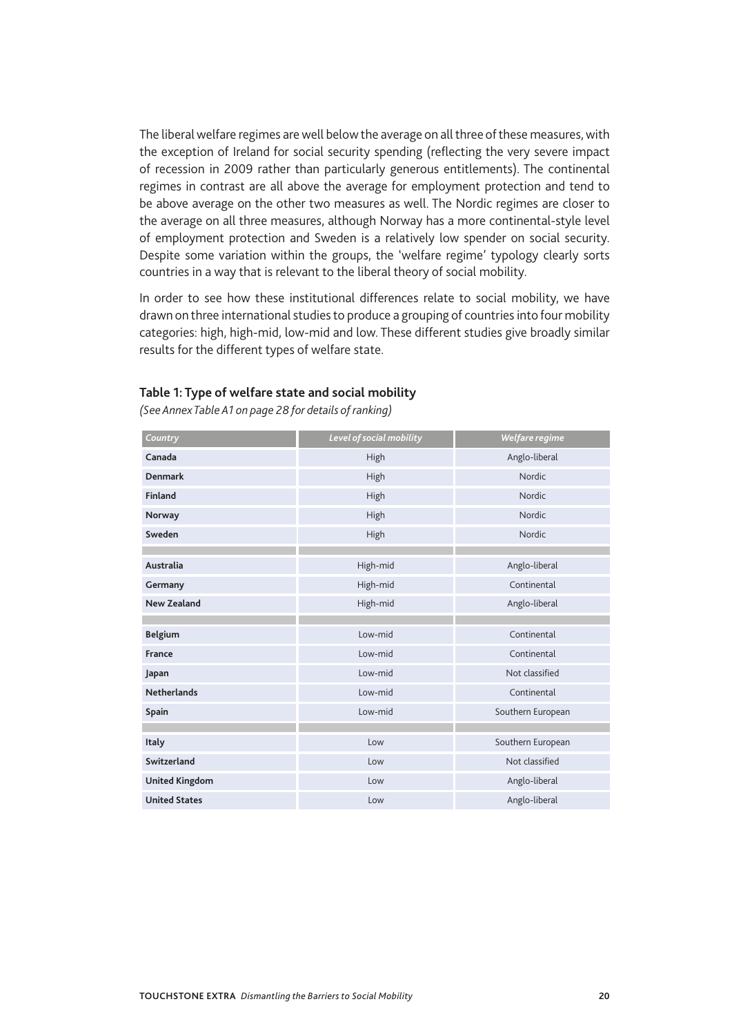The liberal welfare regimes are well below the average on all three of these measures, with the exception of Ireland for social security spending (reflecting the very severe impact of recession in 2009 rather than particularly generous entitlements). The continental regimes in contrast are all above the average for employment protection and tend to be above average on the other two measures as well. The Nordic regimes are closer to the average on all three measures, although Norway has a more continental-style level of employment protection and Sweden is a relatively low spender on social security. Despite some variation within the groups, the 'welfare regime' typology clearly sorts countries in a way that is relevant to the liberal theory of social mobility.

In order to see how these institutional differences relate to social mobility, we have drawn on three international studies to produce a grouping of countries into four mobility categories: high, high-mid, low-mid and low. These different studies give broadly similar results for the different types of welfare state.

**Table 1: Type of welfare state and social mobility**

*(See Annex Table A1 on page 28 for details of ranking)*

| *Country* | *Level of social mobility* | *Welfare regime* |
|---|---|---|
| **Canada** | High | Anglo-liberal |
| **Denmark** | High | Nordic |
| **Finland** | High | Nordic |
| **Norway** | High | Nordic |
| **Sweden** | High | Nordic |
| | | |
| **Australia** | High-mid | Anglo-liberal |
| **Germany** | High-mid | Continental |
| **New Zealand** | High-mid | Anglo-liberal |
| | | |
| **Belgium** | Low-mid | Continental |
| **France** | Low-mid | Continental |
| **Japan** | Low-mid | Not classified |
| **Netherlands** | Low-mid | Continental |
| **Spain** | Low-mid | Southern European |
| | | |
| **Italy** | Low | Southern European |
| **Switzerland** | Low | Not classified |
| **United Kingdom** | Low | Anglo-liberal |
| **United States** | Low | Anglo-liberal |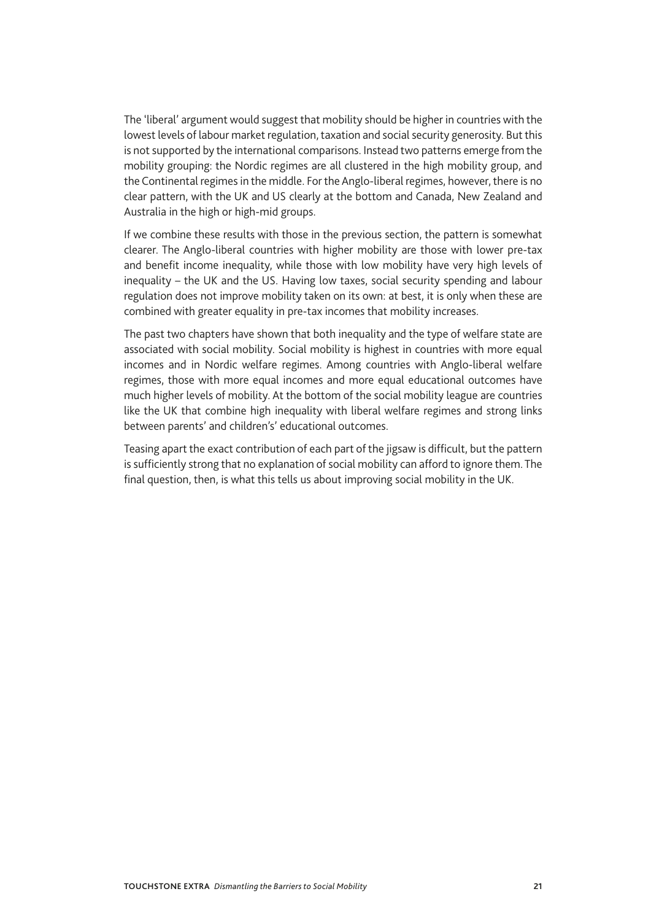The 'liberal' argument would suggest that mobility should be higher in countries with the lowest levels of labour market regulation, taxation and social security generosity. But this is not supported by the international comparisons. Instead two patterns emerge from the mobility grouping: the Nordic regimes are all clustered in the high mobility group, and the Continental regimes in the middle. For the Anglo-liberal regimes, however, there is no clear pattern, with the UK and US clearly at the bottom and Canada, New Zealand and Australia in the high or high-mid groups.

If we combine these results with those in the previous section, the pattern is somewhat clearer. The Anglo-liberal countries with higher mobility are those with lower pre-tax and benefit income inequality, while those with low mobility have very high levels of inequality – the UK and the US. Having low taxes, social security spending and labour regulation does not improve mobility taken on its own: at best, it is only when these are combined with greater equality in pre-tax incomes that mobility increases.

The past two chapters have shown that both inequality and the type of welfare state are associated with social mobility. Social mobility is highest in countries with more equal incomes and in Nordic welfare regimes. Among countries with Anglo-liberal welfare regimes, those with more equal incomes and more equal educational outcomes have much higher levels of mobility. At the bottom of the social mobility league are countries like the UK that combine high inequality with liberal welfare regimes and strong links between parents' and children's' educational outcomes.

Teasing apart the exact contribution of each part of the jigsaw is difficult, but the pattern is sufficiently strong that no explanation of social mobility can afford to ignore them. The final question, then, is what this tells us about improving social mobility in the UK.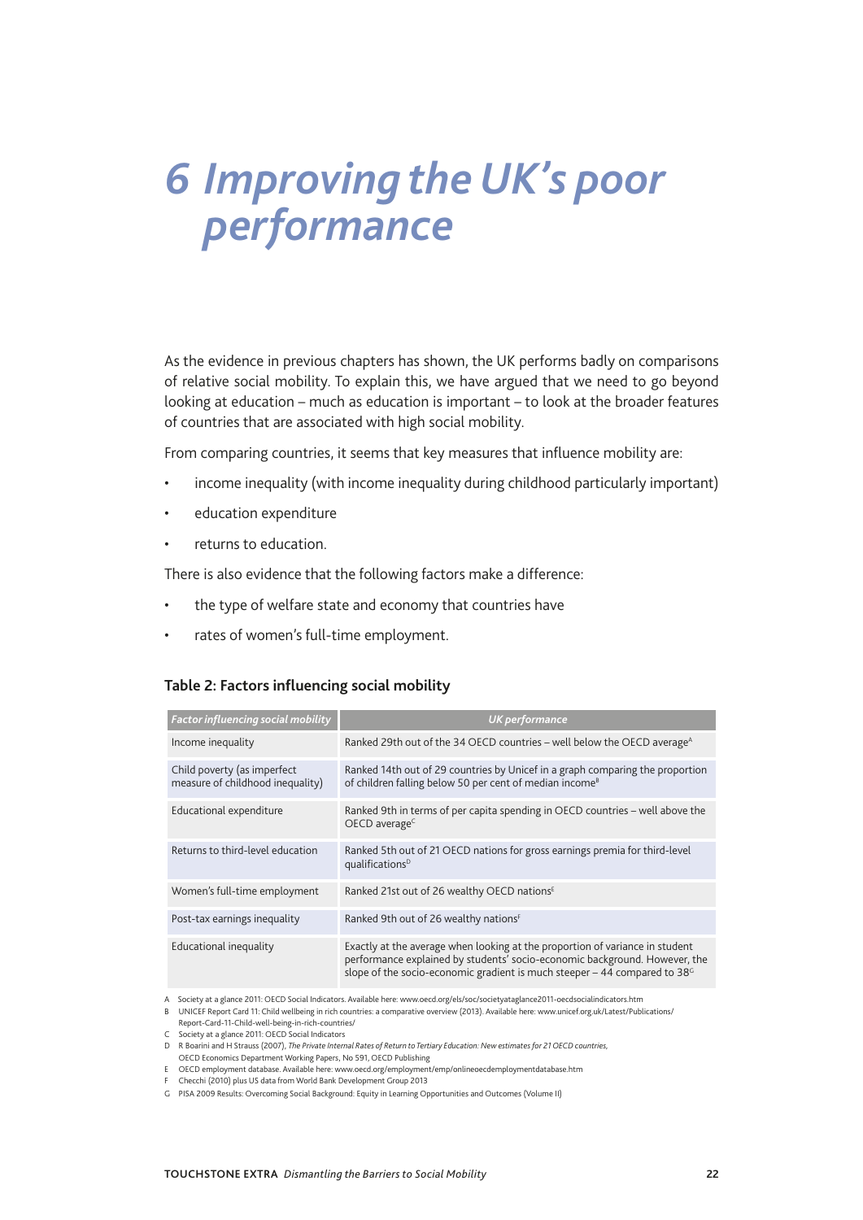# *6 Improving the UK's poor performance*

As the evidence in previous chapters has shown, the UK performs badly on comparisons of relative social mobility. To explain this, we have argued that we need to go beyond looking at education – much as education is important – to look at the broader features of countries that are associated with high social mobility.

From comparing countries, it seems that key measures that influence mobility are:

- income inequality (with income inequality during childhood particularly important)
- education expenditure
- returns to education.

There is also evidence that the following factors make a difference:

- the type of welfare state and economy that countries have
- rates of women's full-time employment.

**Table 2: Factors influencing social mobility**

| *Factor influencing social mobility* | *UK performance* |
|---|---|
| Income inequality | Ranked 29th out of the 34 OECD countries – well below the OECD average[A] |
| Child poverty (as imperfect measure of childhood inequality) | Ranked 14th out of 29 countries by Unicef in a graph comparing the proportion of children falling below 50 per cent of median income[B] |
| Educational expenditure | Ranked 9th in terms of per capita spending in OECD countries – well above the OECD average[C] |
| Returns to third-level education | Ranked 5th out of 21 OECD nations for gross earnings premia for third-level qualifications[D] |
| Women's full-time employment | Ranked 21st out of 26 wealthy OECD nations[E] |
| Post-tax earnings inequality | Ranked 9th out of 26 wealthy nations[F] |
| Educational inequality | Exactly at the average when looking at the proportion of variance in student performance explained by students' socio-economic background. However, the slope of the socio-economic gradient is much steeper – 44 compared to 38[G] |

A Society at a glance 2011: OECD Social Indicators. Available here: www.oecd.org/els/soc/societyataglance2011-oecdsocialindicators.htm

B UNICEF Report Card 11: Child wellbeing in rich countries: a comparative overview (2013). Available here: www.unicef.org.uk/Latest/Publications/Report-Card-11-Child-well-being-in-rich-countries/

C Society at a glance 2011: OECD Social Indicators

D R Boarini and H Strauss (2007), *The Private Internal Rates of Return to Tertiary Education: New estimates for 21 OECD countries,* OECD Economics Department Working Papers, No 591, OECD Publishing

E OECD employment database. Available here: www.oecd.org/employment/emp/onlineoecdemploymentdatabase.htm

F Checchi (2010) plus US data from World Bank Development Group 2013

G PISA 2009 Results: Overcoming Social Background: Equity in Learning Opportunities and Outcomes (Volume II)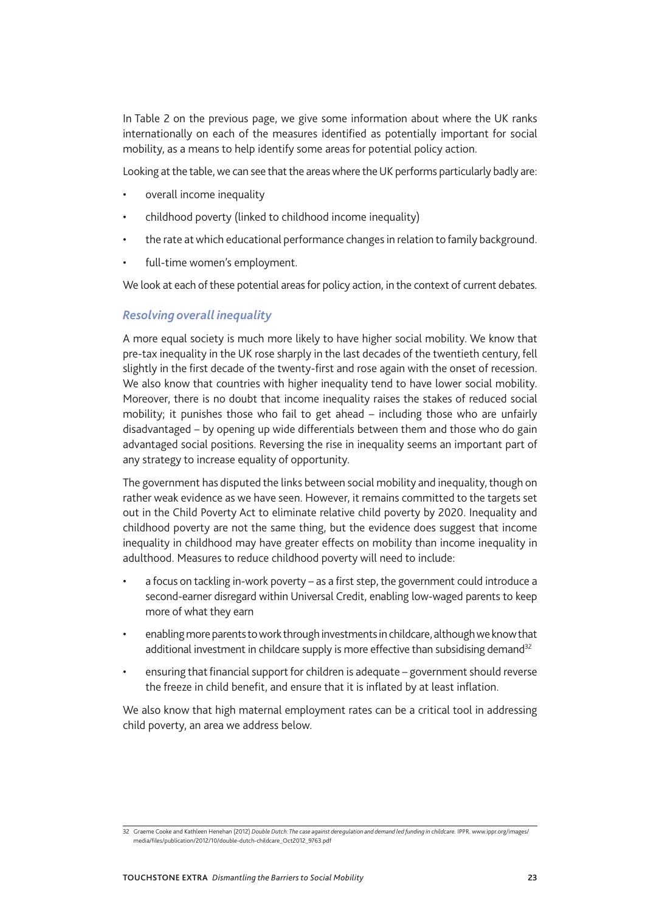In Table 2 on the previous page, we give some information about where the UK ranks internationally on each of the measures identified as potentially important for social mobility, as a means to help identify some areas for potential policy action.

Looking at the table, we can see that the areas where the UK performs particularly badly are:

- overall income inequality
- childhood poverty (linked to childhood income inequality)
- the rate at which educational performance changes in relation to family background.
- full-time women's employment.

We look at each of these potential areas for policy action, in the context of current debates.

### *Resolving overall inequality*

A more equal society is much more likely to have higher social mobility. We know that pre-tax inequality in the UK rose sharply in the last decades of the twentieth century, fell slightly in the first decade of the twenty-first and rose again with the onset of recession. We also know that countries with higher inequality tend to have lower social mobility. Moreover, there is no doubt that income inequality raises the stakes of reduced social mobility; it punishes those who fail to get ahead – including those who are unfairly disadvantaged – by opening up wide differentials between them and those who do gain advantaged social positions. Reversing the rise in inequality seems an important part of any strategy to increase equality of opportunity.

The government has disputed the links between social mobility and inequality, though on rather weak evidence as we have seen. However, it remains committed to the targets set out in the Child Poverty Act to eliminate relative child poverty by 2020. Inequality and childhood poverty are not the same thing, but the evidence does suggest that income inequality in childhood may have greater effects on mobility than income inequality in adulthood. Measures to reduce childhood poverty will need to include:

- a focus on tackling in-work poverty – as a first step, the government could introduce a second-earner disregard within Universal Credit, enabling low-waged parents to keep more of what they earn
- enabling more parents to work through investments in childcare, although we know that additional investment in childcare supply is more effective than subsidising demand[32]
- ensuring that financial support for children is adequate – government should reverse the freeze in child benefit, and ensure that it is inflated by at least inflation.

We also know that high maternal employment rates can be a critical tool in addressing child poverty, an area we address below.

---

32 Graeme Cooke and Kathleen Henehan (2012) *Double Dutch: The case against deregulation and demand led funding in childcare.* IPPR. www.ippr.org/images/media/files/publication/2012/10/double-dutch-childcare_Oct2012_9763.pdf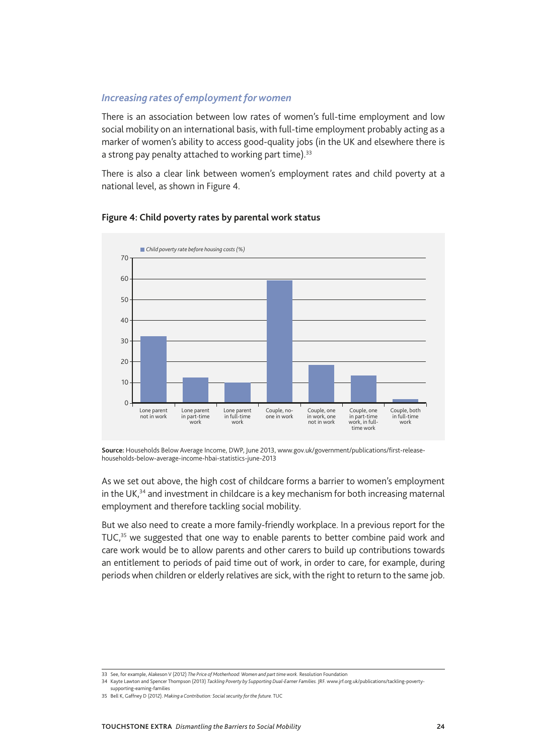### *Increasing rates of employment for women*

There is an association between low rates of women's full-time employment and low social mobility on an international basis, with full-time employment probably acting as a marker of women's ability to access good-quality jobs (in the UK and elsewhere there is a strong pay penalty attached to working part time).[33]

There is also a clear link between women's employment rates and child poverty at a national level, as shown in Figure 4.

**Figure 4: Child poverty rates by parental work status**

*Child poverty rate before housing costs (%)*

70
60
50
40
30
20
10
0

Lone parent not in work
Lone parent in part-time work
Lone parent in full-time work
Couple, no-one in work
Couple, one in work, one not in work
Couple, one in part-time work, in full-time work
Couple, both in full-time work

**Source:** Households Below Average Income, DWP, June 2013, www.gov.uk/government/publications/first-release-households-below-average-income-hbai-statistics-june-2013

As we set out above, the high cost of childcare forms a barrier to women's employment in the UK,[34] and investment in childcare is a key mechanism for both increasing maternal employment and therefore tackling social mobility.

But we also need to create a more family-friendly workplace. In a previous report for the TUC,[35] we suggested that one way to enable parents to better combine paid work and care work would be to allow parents and other carers to build up contributions towards an entitlement to periods of paid time out of work, in order to care, for example, during periods when children or elderly relatives are sick, with the right to return to the same job.

---

33 See, for example, Alakeson V (2012) *The Price of Motherhood: Women and part time work.* Resolution Foundation

34 Kayte Lawton and Spencer Thompson (2013) *Tackling Poverty by Supporting Dual-Earner Families.* JRF. www.jrf.org.uk/publications/tackling-poverty-supporting-earning-families

35 Bell K, Gaffney D (2012). *Making a Contribution: Social security for the future.* TUC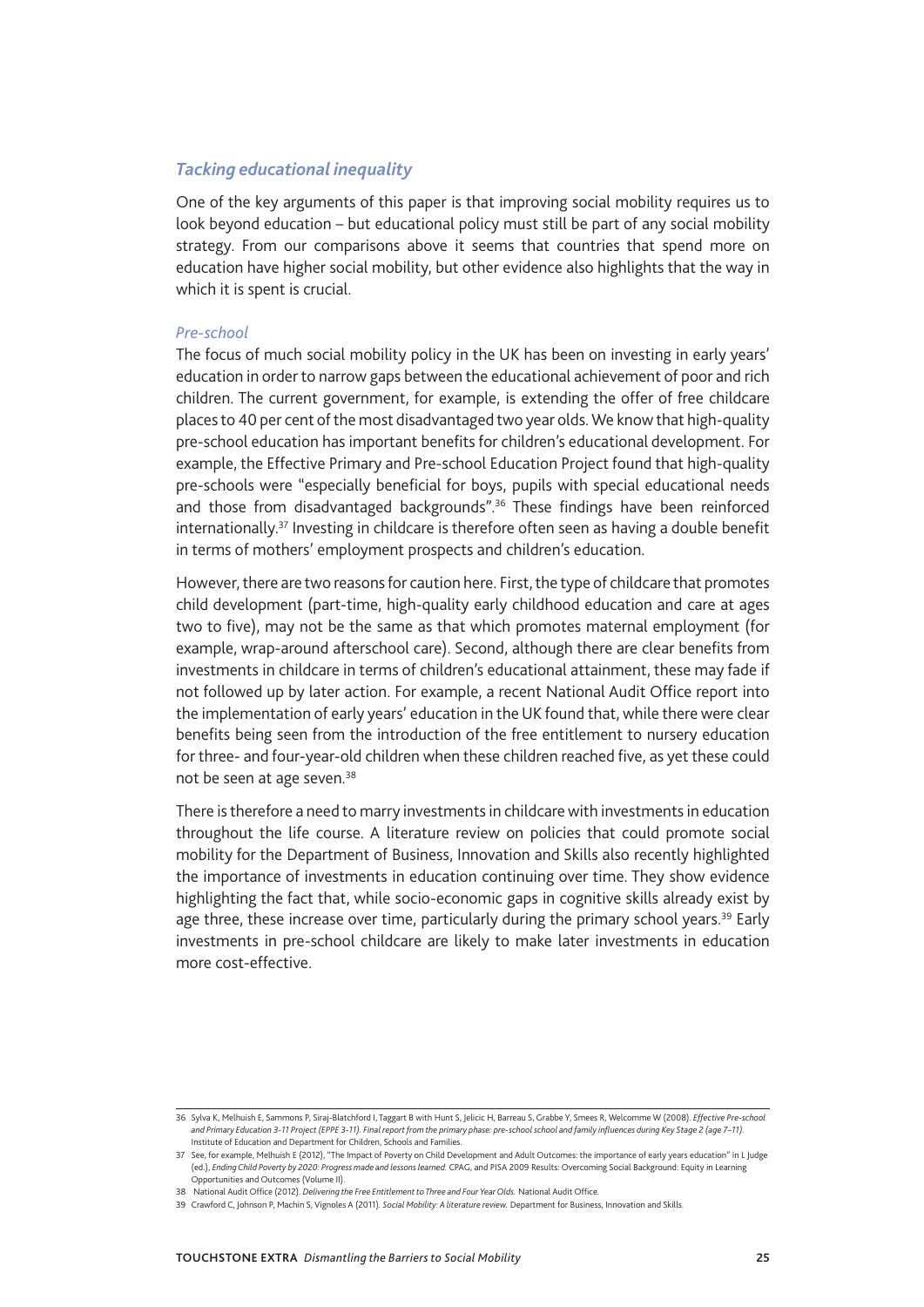### *Tacking educational inequality*

One of the key arguments of this paper is that improving social mobility requires us to look beyond education – but educational policy must still be part of any social mobility strategy. From our comparisons above it seems that countries that spend more on education have higher social mobility, but other evidence also highlights that the way in which it is spent is crucial.

#### *Pre-school*

The focus of much social mobility policy in the UK has been on investing in early years' education in order to narrow gaps between the educational achievement of poor and rich children. The current government, for example, is extending the offer of free childcare places to 40 per cent of the most disadvantaged two year olds. We know that high-quality pre-school education has important benefits for children's educational development. For example, the Effective Primary and Pre-school Education Project found that high-quality pre-schools were "especially beneficial for boys, pupils with special educational needs and those from disadvantaged backgrounds".[36] These findings have been reinforced internationally.[37] Investing in childcare is therefore often seen as having a double benefit in terms of mothers' employment prospects and children's education.

However, there are two reasons for caution here. First, the type of childcare that promotes child development (part-time, high-quality early childhood education and care at ages two to five), may not be the same as that which promotes maternal employment (for example, wrap-around afterschool care). Second, although there are clear benefits from investments in childcare in terms of children's educational attainment, these may fade if not followed up by later action. For example, a recent National Audit Office report into the implementation of early years' education in the UK found that, while there were clear benefits being seen from the introduction of the free entitlement to nursery education for three- and four-year-old children when these children reached five, as yet these could not be seen at age seven.[38]

There is therefore a need to marry investments in childcare with investments in education throughout the life course. A literature review on policies that could promote social mobility for the Department of Business, Innovation and Skills also recently highlighted the importance of investments in education continuing over time. They show evidence highlighting the fact that, while socio-economic gaps in cognitive skills already exist by age three, these increase over time, particularly during the primary school years.[39] Early investments in pre-school childcare are likely to make later investments in education more cost-effective.

---

36 Sylva K, Melhuish E, Sammons P, Siraj-Blatchford I, Taggart B with Hunt S, Jelicic H, Barreau S, Grabbe Y, Smees R, Welcomme W (2008). *Effective Pre-school and Primary Education 3-11 Project (EPPE 3-11). Final report from the primary phase: pre-school school and family influences during Key Stage 2 (age 7–11).* Institute of Education and Department for Children, Schools and Families.

37 See, for example, Melhuish E (2012), "The Impact of Poverty on Child Development and Adult Outcomes: the importance of early years education" in L Judge (ed.), *Ending Child Poverty by 2020: Progress made and lessons learned.* CPAG, and PISA 2009 Results: Overcoming Social Background: Equity in Learning Opportunities and Outcomes (Volume II).

38 National Audit Office (2012). *Delivering the Free Entitlement to Three and Four Year Olds.* National Audit Office.

39 Crawford C, Johnson P, Machin S, Vignoles A (2011). *Social Mobility: A literature review.* Department for Business, Innovation and Skills.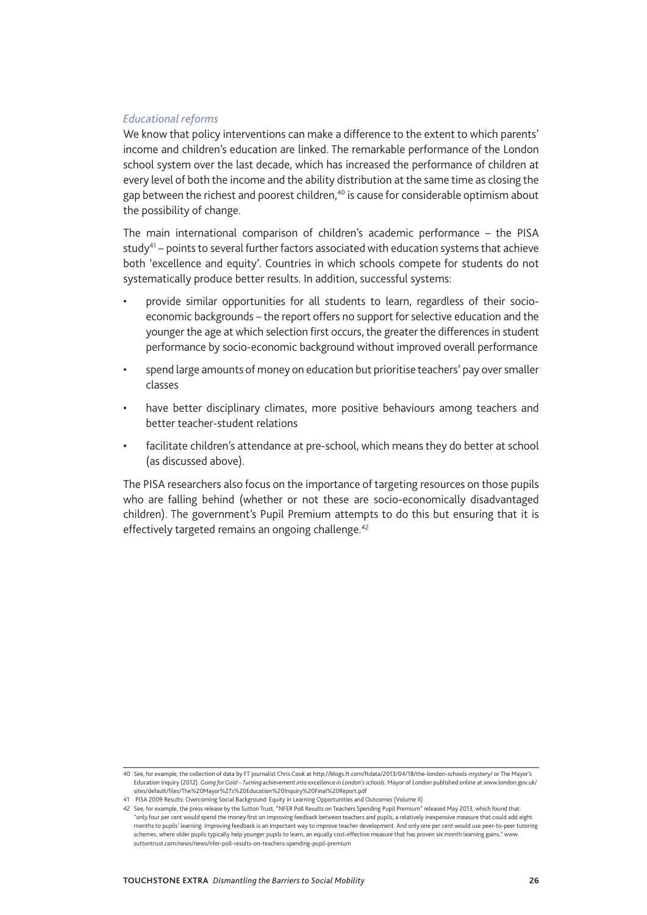### *Educational reforms*

We know that policy interventions can make a difference to the extent to which parents' income and children's education are linked. The remarkable performance of the London school system over the last decade, which has increased the performance of children at every level of both the income and the ability distribution at the same time as closing the gap between the richest and poorest children,[40] is cause for considerable optimism about the possibility of change.

The main international comparison of children's academic performance – the PISA study[41] – points to several further factors associated with education systems that achieve both 'excellence and equity'. Countries in which schools compete for students do not systematically produce better results. In addition, successful systems:

- provide similar opportunities for all students to learn, regardless of their socio-economic backgrounds – the report offers no support for selective education and the younger the age at which selection first occurs, the greater the differences in student performance by socio-economic background without improved overall performance
- spend large amounts of money on education but prioritise teachers' pay over smaller classes
- have better disciplinary climates, more positive behaviours among teachers and better teacher-student relations
- facilitate children's attendance at pre-school, which means they do better at school (as discussed above).

The PISA researchers also focus on the importance of targeting resources on those pupils who are falling behind (whether or not these are socio-economically disadvantaged children). The government's Pupil Premium attempts to do this but ensuring that it is effectively targeted remains an ongoing challenge.[42]

---

40 See, for example, the collection of data by FT journalist Chris Cook at http://blogs.ft.com/ftdata/2013/04/18/the-london-schools-mystery/ or The Mayor's Education Inquiry (2012). *Going for Gold – Turning achievement into excellence in London's schools.* Mayor of London published online at www.london.gov.uk/sites/default/files/The%20Mayor%27s%20Education%20Inquiry%20Final%20Report.pdf

41 PISA 2009 Results: Overcoming Social Background: Equity in Learning Opportunities and Outcomes (Volume II)

42 See, for example, the press release by the Sutton Trust, "NFER Poll Results on Teachers Spending Pupil Premium" released May 2013, which found that: "only four per cent would spend the money first on improving feedback between teachers and pupils, a relatively inexpensive measure that could add eight months to pupils' learning. Improving feedback is an important way to improve teacher development. And only one per cent would use peer-to-peer tutoring schemes, where older pupils typically help younger pupils to learn, an equally cost-effective measure that has proven six month learning gains." www.suttontrust.com/news/news/nfer-poll-results-on-teachers-spending-pupil-premium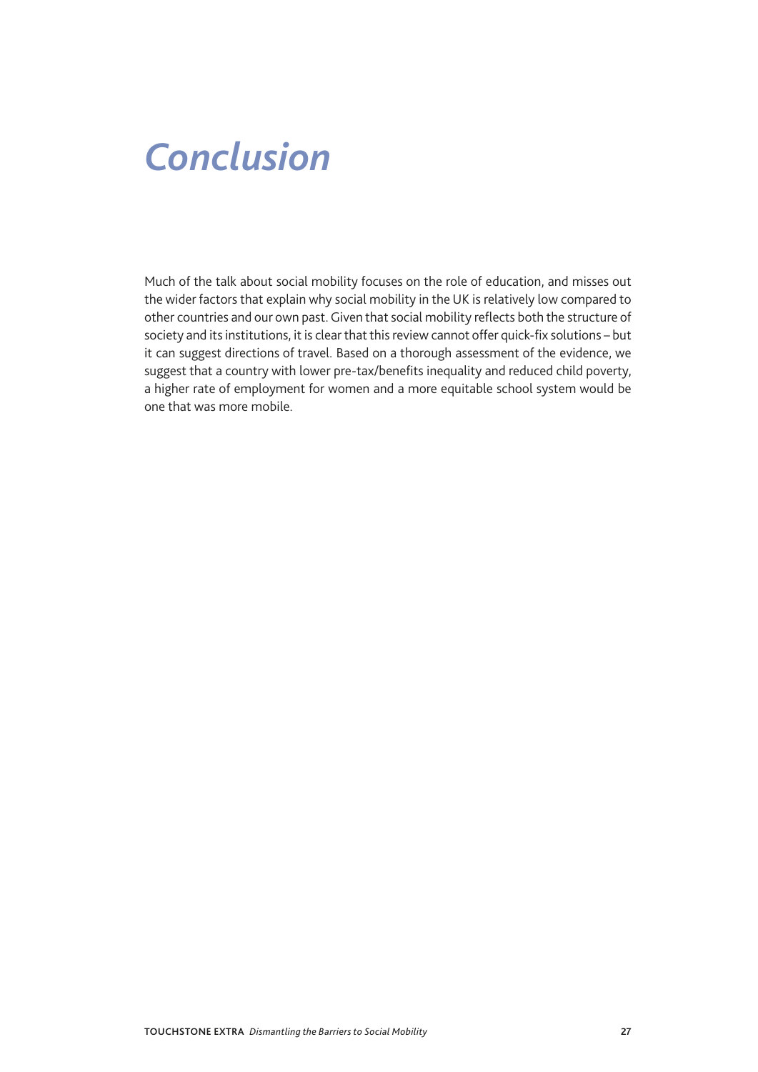# *Conclusion*

Much of the talk about social mobility focuses on the role of education, and misses out the wider factors that explain why social mobility in the UK is relatively low compared to other countries and our own past. Given that social mobility reflects both the structure of society and its institutions, it is clear that this review cannot offer quick-fix solutions – but it can suggest directions of travel. Based on a thorough assessment of the evidence, we suggest that a country with lower pre-tax/benefits inequality and reduced child poverty, a higher rate of employment for women and a more equitable school system would be one that was more mobile.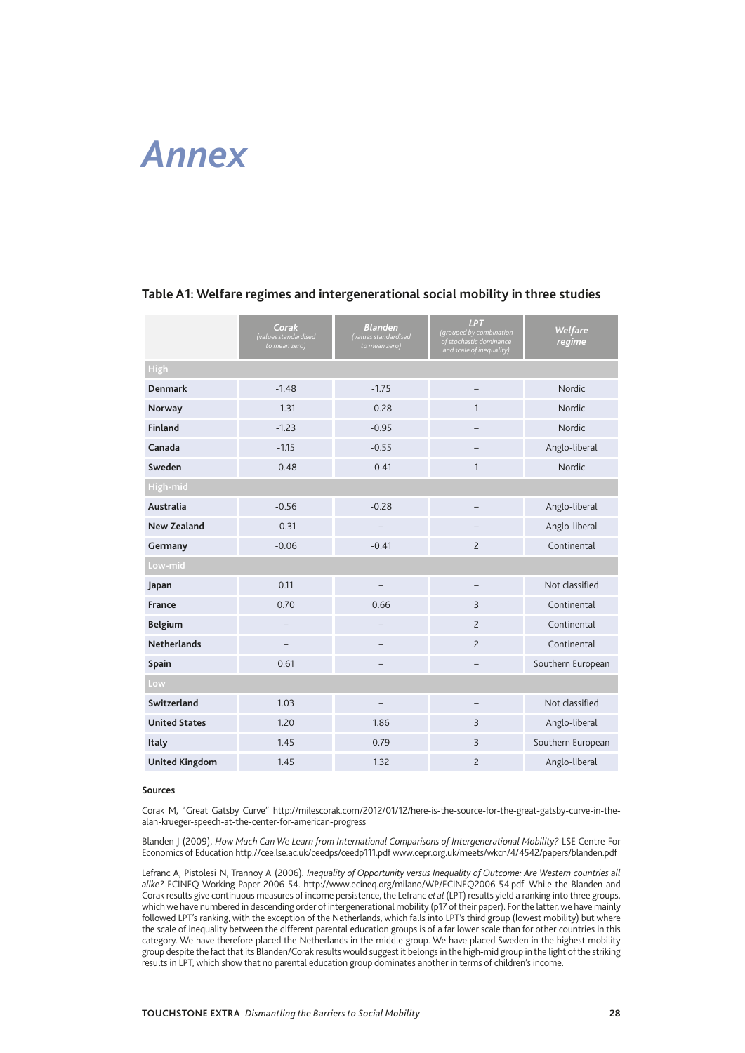# Annex

## Table A1: Welfare regimes and intergenerational social mobility in three studies

| | Corak (values standardised to mean zero) | Blanden (values standardised to mean zero) | LPT (grouped by combination of stochastic dominance and scale of inequality) | Welfare regime |
|---|---|---|---|---|
| **High** | | | | |
| **Denmark** | -1.48 | -1.75 | – | Nordic |
| **Norway** | -1.31 | -0.28 | 1 | Nordic |
| **Finland** | -1.23 | -0.95 | – | Nordic |
| **Canada** | -1.15 | -0.55 | – | Anglo-liberal |
| **Sweden** | -0.48 | -0.41 | 1 | Nordic |
| **High-mid** | | | | |
| **Australia** | -0.56 | -0.28 | – | Anglo-liberal |
| **New Zealand** | -0.31 | – | – | Anglo-liberal |
| **Germany** | -0.06 | -0.41 | 2 | Continental |
| **Low-mid** | | | | |
| **Japan** | 0.11 | – | – | Not classified |
| **France** | 0.70 | 0.66 | 3 | Continental |
| **Belgium** | – | – | 2 | Continental |
| **Netherlands** | – | – | 2 | Continental |
| **Spain** | 0.61 | – | – | Southern European |
| **Low** | | | | |
| **Switzerland** | 1.03 | – | – | Not classified |
| **United States** | 1.20 | 1.86 | 3 | Anglo-liberal |
| **Italy** | 1.45 | 0.79 | 3 | Southern European |
| **United Kingdom** | 1.45 | 1.32 | 2 | Anglo-liberal |

**Sources**

Corak M, "Great Gatsby Curve" http://milescorak.com/2012/01/12/here-is-the-source-for-the-great-gatsby-curve-in-the-alan-krueger-speech-at-the-center-for-american-progress

Blanden J (2009), *How Much Can We Learn from International Comparisons of Intergenerational Mobility?* LSE Centre For Economics of Education http://cee.lse.ac.uk/ceedps/ceedp111.pdf www.cepr.org.uk/meets/wkcn/4/4542/papers/blanden.pdf

Lefranc A, Pistolesi N, Trannoy A (2006). *Inequality of Opportunity versus Inequality of Outcome: Are Western countries all alike?* ECINEQ Working Paper 2006-54. http://www.ecineq.org/milano/WP/ECINEQ2006-54.pdf. While the Blanden and Corak results give continuous measures of income persistence, the Lefranc *et al* (LPT) results yield a ranking into three groups, which we have numbered in descending order of intergenerational mobility (p17 of their paper). For the latter, we have mainly followed LPT's ranking, with the exception of the Netherlands, which falls into LPT's third group (lowest mobility) but where the scale of inequality between the different parental education groups is of a far lower scale than for other countries in this category. We have therefore placed the Netherlands in the middle group. We have placed Sweden in the highest mobility group despite the fact that its Blanden/Corak results would suggest it belongs in the high-mid group in the light of the striking results in LPT, which show that no parental education group dominates another in terms of children's income.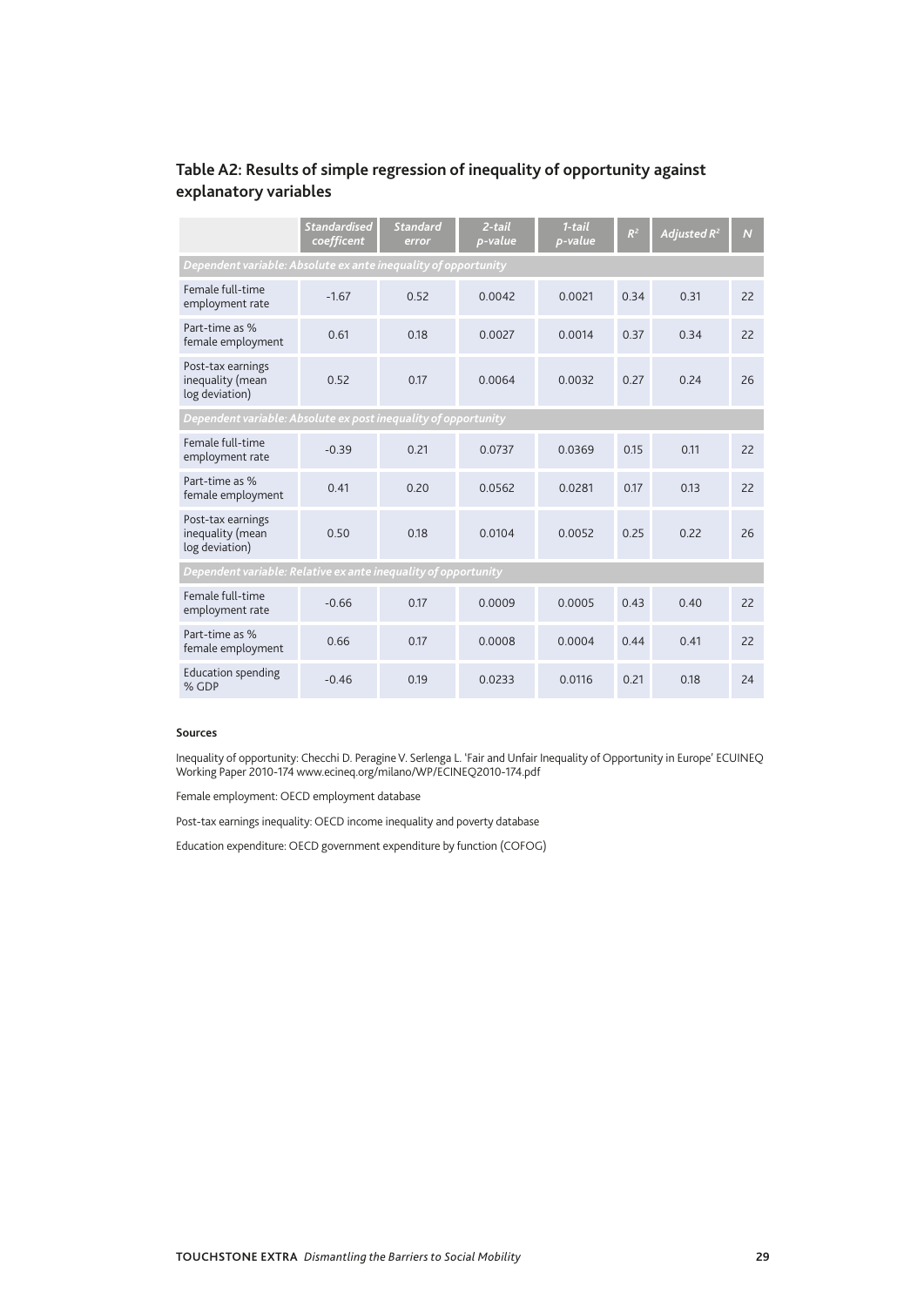## Table A2: Results of simple regression of inequality of opportunity against explanatory variables

| | *Standardised coefficent* | *Standard error* | *2-tail p-value* | *1-tail p-value* | $R^2$ | *Adjusted $R^2$* | *N* |
|---|---|---|---|---|---|---|---|
| *Dependent variable: Absolute ex ante inequality of opportunity* | | | | | | | |
| Female full-time employment rate | -1.67 | 0.52 | 0.0042 | 0.0021 | 0.34 | 0.31 | 22 |
| Part-time as % female employment | 0.61 | 0.18 | 0.0027 | 0.0014 | 0.37 | 0.34 | 22 |
| Post-tax earnings inequality (mean log deviation) | 0.52 | 0.17 | 0.0064 | 0.0032 | 0.27 | 0.24 | 26 |
| *Dependent variable: Absolute ex post inequality of opportunity* | | | | | | | |
| Female full-time employment rate | -0.39 | 0.21 | 0.0737 | 0.0369 | 0.15 | 0.11 | 22 |
| Part-time as % female employment | 0.41 | 0.20 | 0.0562 | 0.0281 | 0.17 | 0.13 | 22 |
| Post-tax earnings inequality (mean log deviation) | 0.50 | 0.18 | 0.0104 | 0.0052 | 0.25 | 0.22 | 26 |
| *Dependent variable: Relative ex ante inequality of opportunity* | | | | | | | |
| Female full-time employment rate | -0.66 | 0.17 | 0.0009 | 0.0005 | 0.43 | 0.40 | 22 |
| Part-time as % female employment | 0.66 | 0.17 | 0.0008 | 0.0004 | 0.44 | 0.41 | 22 |
| Education spending % GDP | -0.46 | 0.19 | 0.0233 | 0.0116 | 0.21 | 0.18 | 24 |

**Sources**

Inequality of opportunity: Checchi D. Peragine V. Serlenga L. 'Fair and Unfair Inequality of Opportunity in Europe' ECUINEQ Working Paper 2010-174 www.ecineq.org/milano/WP/ECINEQ2010-174.pdf

Female employment: OECD employment database

Post-tax earnings inequality: OECD income inequality and poverty database

Education expenditure: OECD government expenditure by function (COFOG)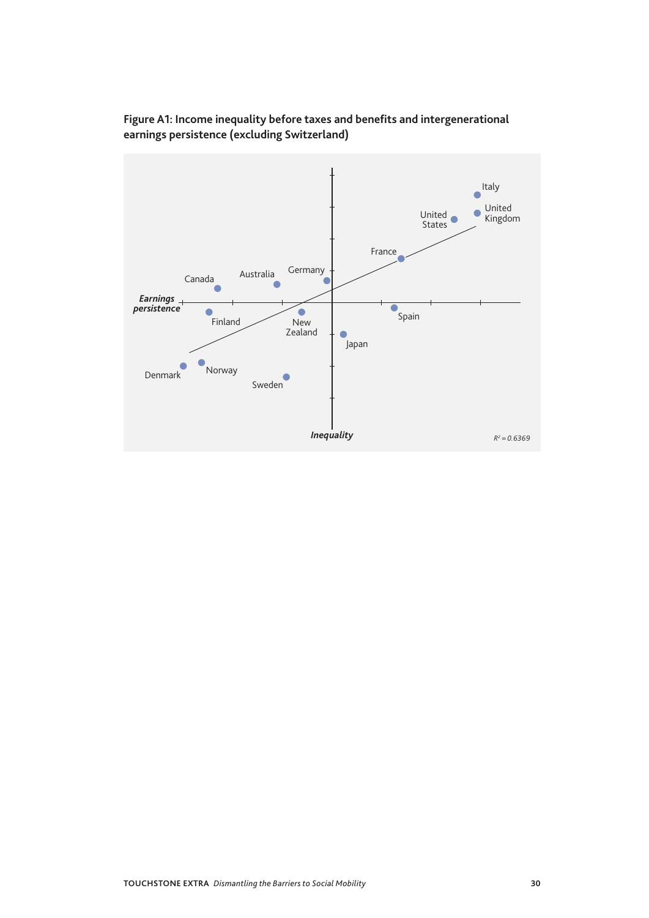**Figure A1: Income inequality before taxes and benefits and intergenerational earnings persistence (excluding Switzerland)**

Italy

United Kingdom

United States

France

Germany

Australia

Canada

*Earnings persistence*

Finland

New Zealand

Spain

Japan

Denmark

Norway

Sweden

*Inequality*

$R^2 = 0.6369$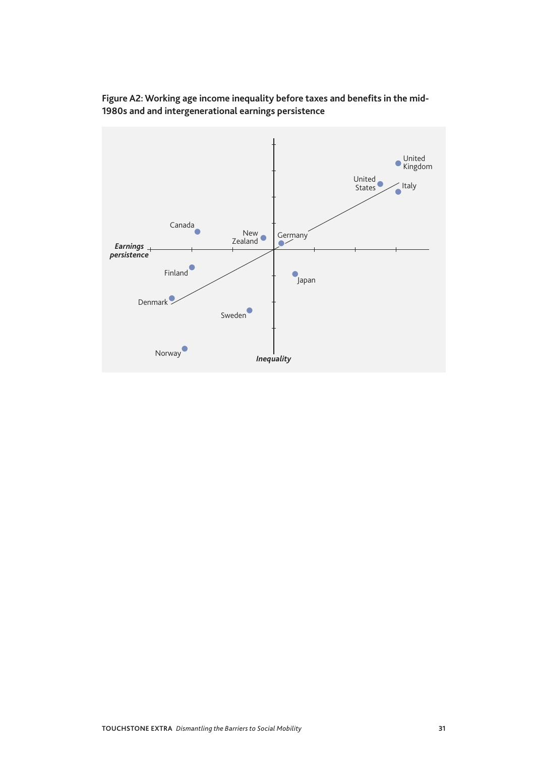**Figure A2: Working age income inequality before taxes and benefits in the mid-1980s and and intergenerational earnings persistence**

United Kingdom

United States

Italy

Canada

New Zealand

Germany

*Earnings persistence*

Finland

Japan

Denmark

Sweden

Norway

*Inequality*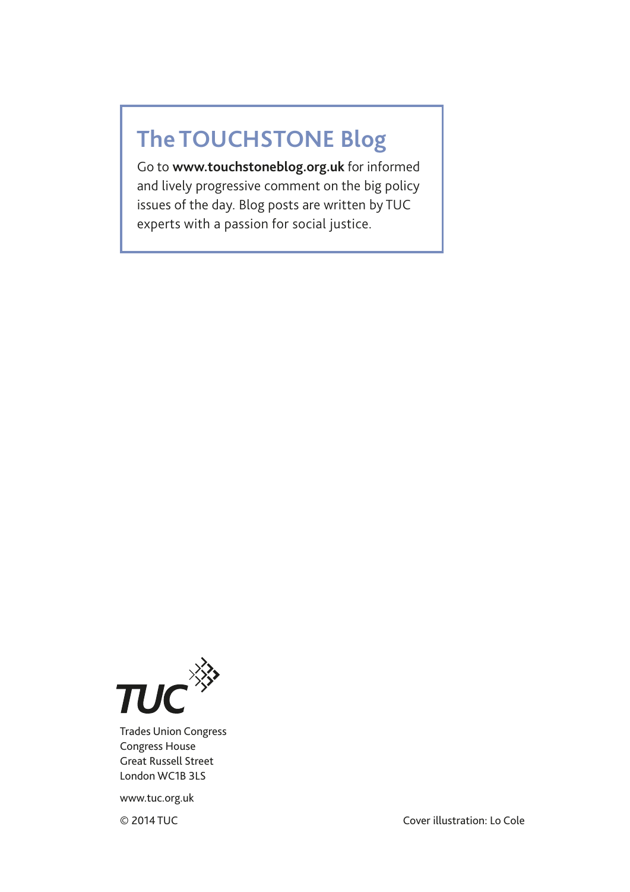## The TOUCHSTONE Blog

Go to **www.touchstoneblog.org.uk** for informed and lively progressive comment on the big policy issues of the day. Blog posts are written by TUC experts with a passion for social justice.

TUC

Trades Union Congress
Congress House
Great Russell Street
London WC1B 3LS

www.tuc.org.uk

© 2014 TUC

Cover illustration: Lo Cole